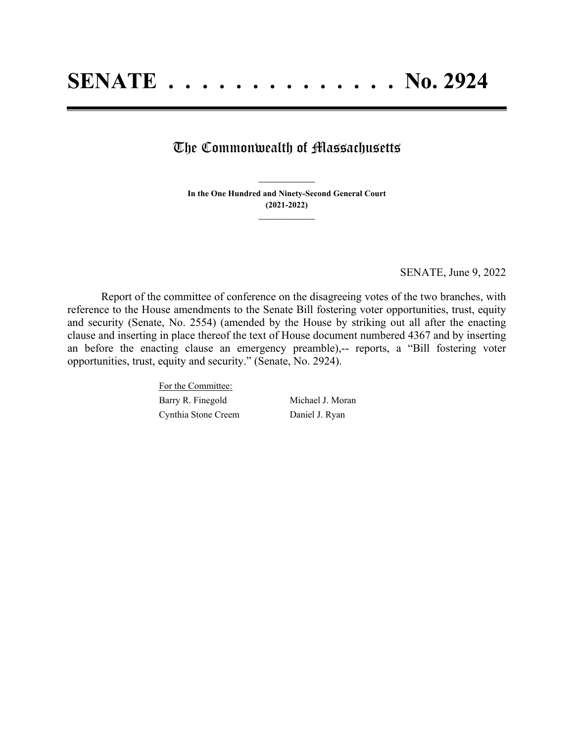# SENATE . . . . . . . . . . . . . . No. 2924

## The Commonwealth of Massachusetts

**In the One Hundred and Ninety-Second General Court (2021-2022)**

SENATE, June 9, 2022

Report of the committee of conference on the disagreeing votes of the two branches, with reference to the House amendments to the Senate Bill fostering voter opportunities, trust, equity and security (Senate, No. 2554) (amended by the House by striking out all after the enacting clause and inserting in place thereof the text of House document numbered 4367 and by inserting an before the enacting clause an emergency preamble),-- reports, a "Bill fostering voter opportunities, trust, equity and security." (Senate, No. 2924).

For the Committee:

| | |
|---|---|
| Barry R. Finegold | Michael J. Moran |
| Cynthia Stone Creem | Daniel J. Ryan |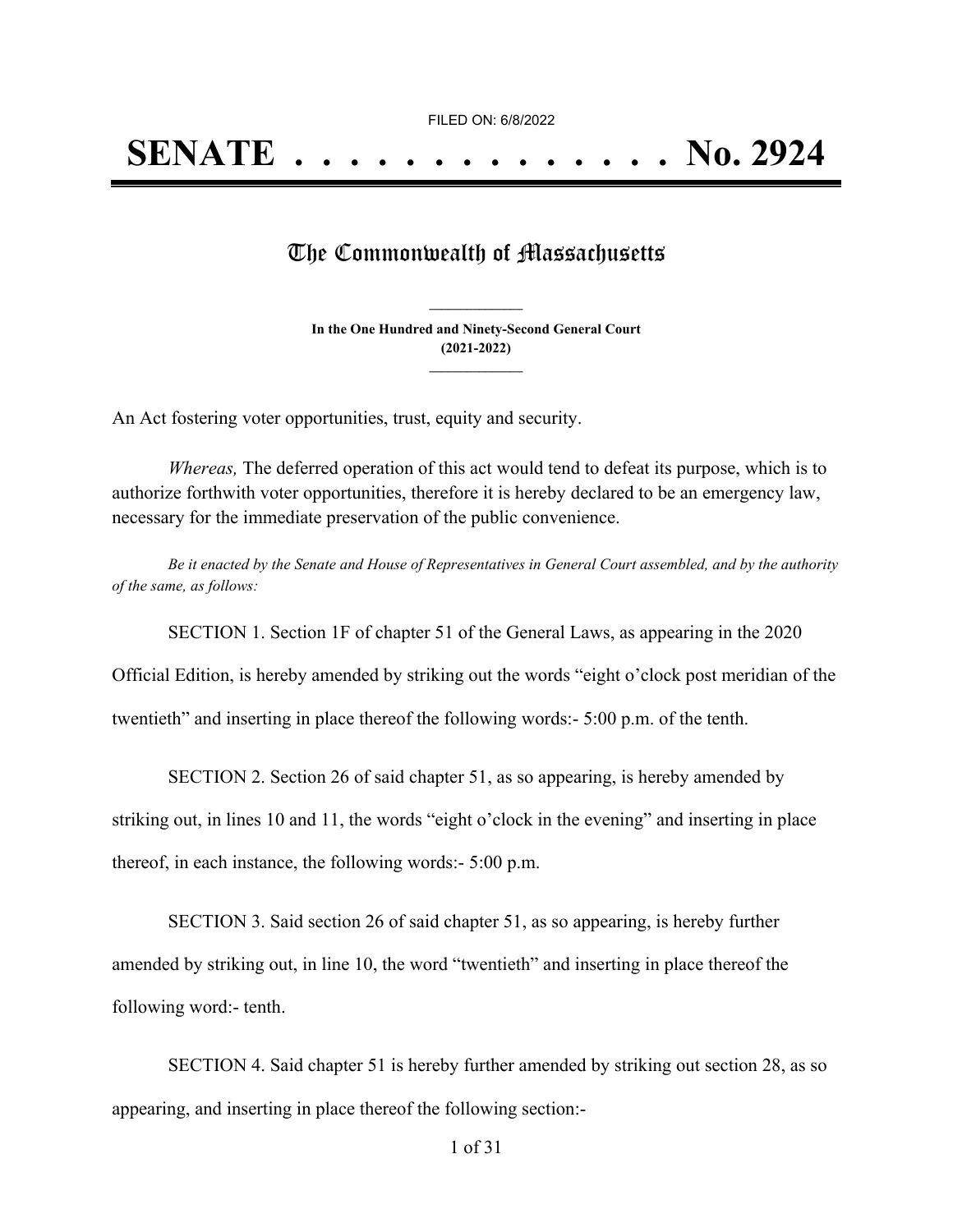FILED ON: 6/8/2022

# SENATE . . . . . . . . . . . . . . No. 2924

## The Commonwealth of Massachusetts

**In the One Hundred and Ninety-Second General Court**
**(2021-2022)**

An Act fostering voter opportunities, trust, equity and security.

*Whereas,* The deferred operation of this act would tend to defeat its purpose, which is to authorize forthwith voter opportunities, therefore it is hereby declared to be an emergency law, necessary for the immediate preservation of the public convenience.

*Be it enacted by the Senate and House of Representatives in General Court assembled, and by the authority of the same, as follows:*

SECTION 1. Section 1F of chapter 51 of the General Laws, as appearing in the 2020 Official Edition, is hereby amended by striking out the words "eight o'clock post meridian of the twentieth" and inserting in place thereof the following words:- 5:00 p.m. of the tenth.

SECTION 2. Section 26 of said chapter 51, as so appearing, is hereby amended by striking out, in lines 10 and 11, the words "eight o'clock in the evening" and inserting in place thereof, in each instance, the following words:- 5:00 p.m.

SECTION 3. Said section 26 of said chapter 51, as so appearing, is hereby further amended by striking out, in line 10, the word "twentieth" and inserting in place thereof the following word:- tenth.

SECTION 4. Said chapter 51 is hereby further amended by striking out section 28, as so appearing, and inserting in place thereof the following section:-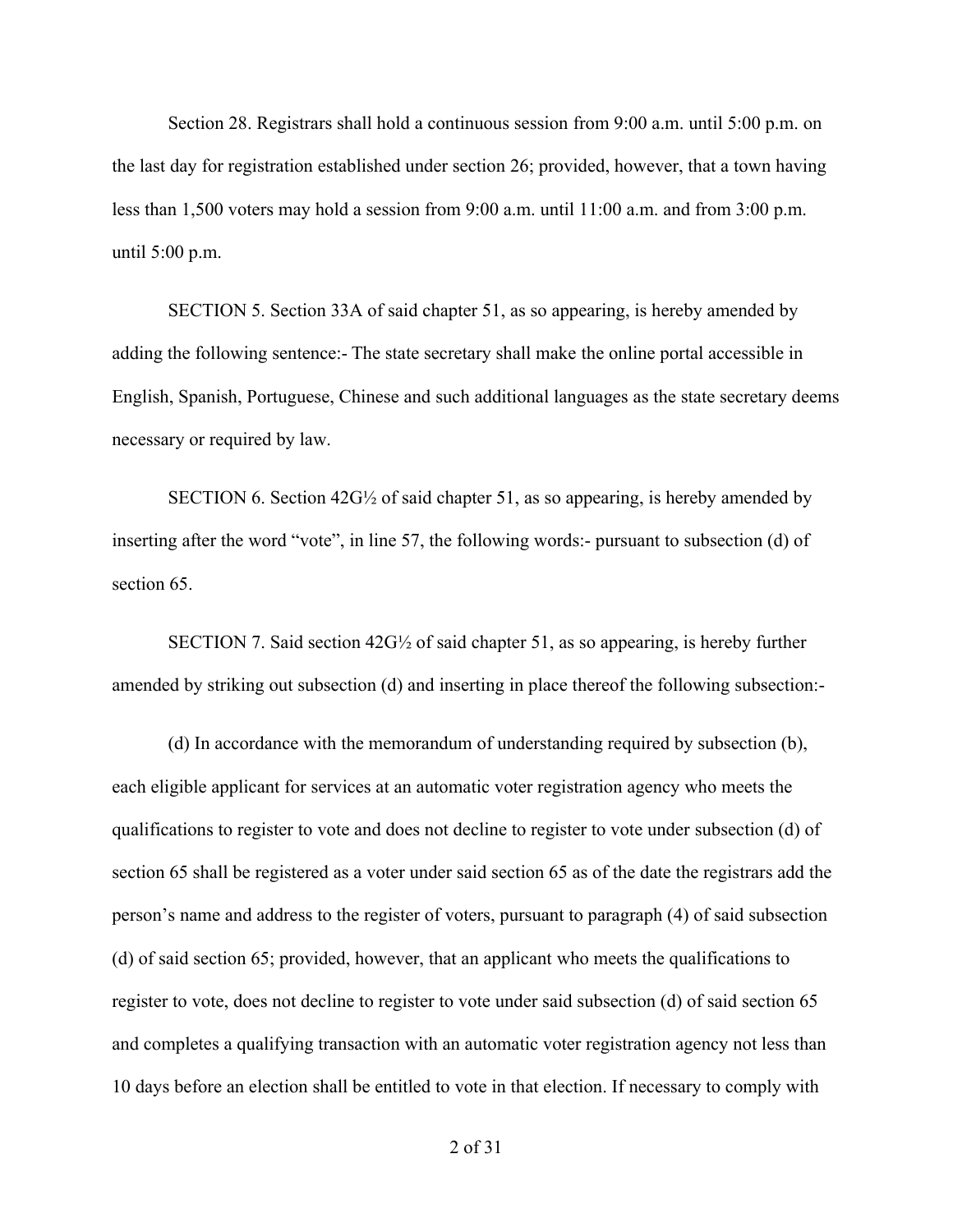Section 28. Registrars shall hold a continuous session from 9:00 a.m. until 5:00 p.m. on the last day for registration established under section 26; provided, however, that a town having less than 1,500 voters may hold a session from 9:00 a.m. until 11:00 a.m. and from 3:00 p.m. until 5:00 p.m.

SECTION 5. Section 33A of said chapter 51, as so appearing, is hereby amended by adding the following sentence:- The state secretary shall make the online portal accessible in English, Spanish, Portuguese, Chinese and such additional languages as the state secretary deems necessary or required by law.

SECTION 6. Section 42G½ of said chapter 51, as so appearing, is hereby amended by inserting after the word "vote", in line 57, the following words:- pursuant to subsection (d) of section 65.

SECTION 7. Said section 42G½ of said chapter 51, as so appearing, is hereby further amended by striking out subsection (d) and inserting in place thereof the following subsection:-

(d) In accordance with the memorandum of understanding required by subsection (b), each eligible applicant for services at an automatic voter registration agency who meets the qualifications to register to vote and does not decline to register to vote under subsection (d) of section 65 shall be registered as a voter under said section 65 as of the date the registrars add the person's name and address to the register of voters, pursuant to paragraph (4) of said subsection (d) of said section 65; provided, however, that an applicant who meets the qualifications to register to vote, does not decline to register to vote under said subsection (d) of said section 65 and completes a qualifying transaction with an automatic voter registration agency not less than 10 days before an election shall be entitled to vote in that election. If necessary to comply with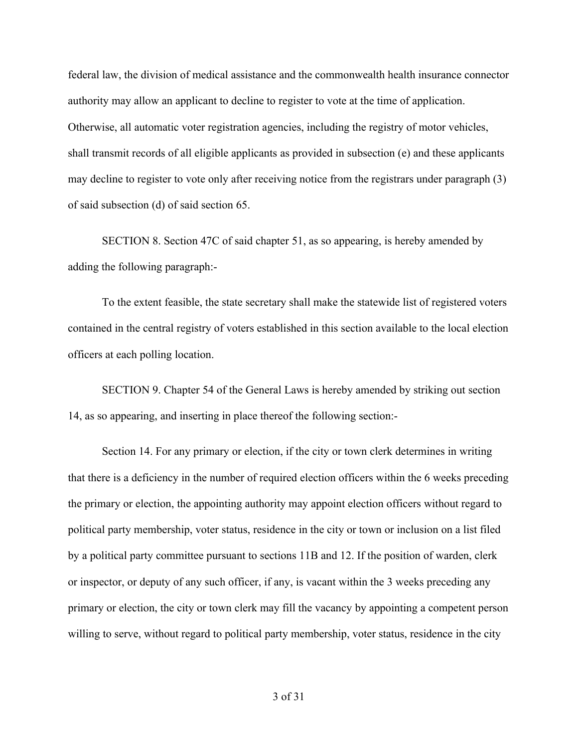federal law, the division of medical assistance and the commonwealth health insurance connector authority may allow an applicant to decline to register to vote at the time of application. Otherwise, all automatic voter registration agencies, including the registry of motor vehicles, shall transmit records of all eligible applicants as provided in subsection (e) and these applicants may decline to register to vote only after receiving notice from the registrars under paragraph (3) of said subsection (d) of said section 65.

SECTION 8. Section 47C of said chapter 51, as so appearing, is hereby amended by adding the following paragraph:-

To the extent feasible, the state secretary shall make the statewide list of registered voters contained in the central registry of voters established in this section available to the local election officers at each polling location.

SECTION 9. Chapter 54 of the General Laws is hereby amended by striking out section 14, as so appearing, and inserting in place thereof the following section:-

Section 14. For any primary or election, if the city or town clerk determines in writing that there is a deficiency in the number of required election officers within the 6 weeks preceding the primary or election, the appointing authority may appoint election officers without regard to political party membership, voter status, residence in the city or town or inclusion on a list filed by a political party committee pursuant to sections 11B and 12. If the position of warden, clerk or inspector, or deputy of any such officer, if any, is vacant within the 3 weeks preceding any primary or election, the city or town clerk may fill the vacancy by appointing a competent person willing to serve, without regard to political party membership, voter status, residence in the city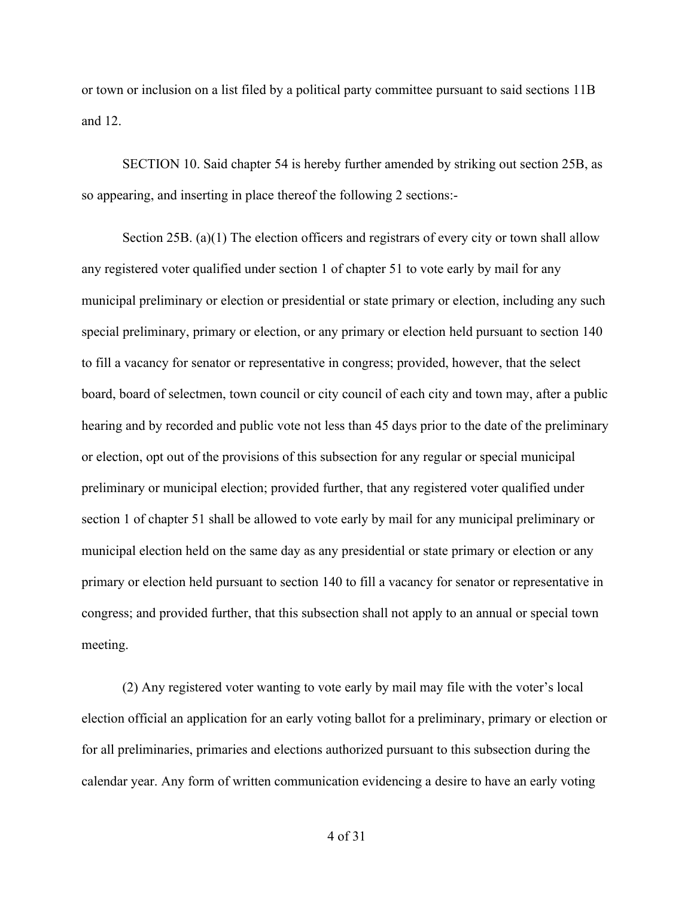or town or inclusion on a list filed by a political party committee pursuant to said sections 11B and 12.

SECTION 10. Said chapter 54 is hereby further amended by striking out section 25B, as so appearing, and inserting in place thereof the following 2 sections:-

Section 25B. (a)(1) The election officers and registrars of every city or town shall allow any registered voter qualified under section 1 of chapter 51 to vote early by mail for any municipal preliminary or election or presidential or state primary or election, including any such special preliminary, primary or election, or any primary or election held pursuant to section 140 to fill a vacancy for senator or representative in congress; provided, however, that the select board, board of selectmen, town council or city council of each city and town may, after a public hearing and by recorded and public vote not less than 45 days prior to the date of the preliminary or election, opt out of the provisions of this subsection for any regular or special municipal preliminary or municipal election; provided further, that any registered voter qualified under section 1 of chapter 51 shall be allowed to vote early by mail for any municipal preliminary or municipal election held on the same day as any presidential or state primary or election or any primary or election held pursuant to section 140 to fill a vacancy for senator or representative in congress; and provided further, that this subsection shall not apply to an annual or special town meeting.

(2) Any registered voter wanting to vote early by mail may file with the voter's local election official an application for an early voting ballot for a preliminary, primary or election or for all preliminaries, primaries and elections authorized pursuant to this subsection during the calendar year. Any form of written communication evidencing a desire to have an early voting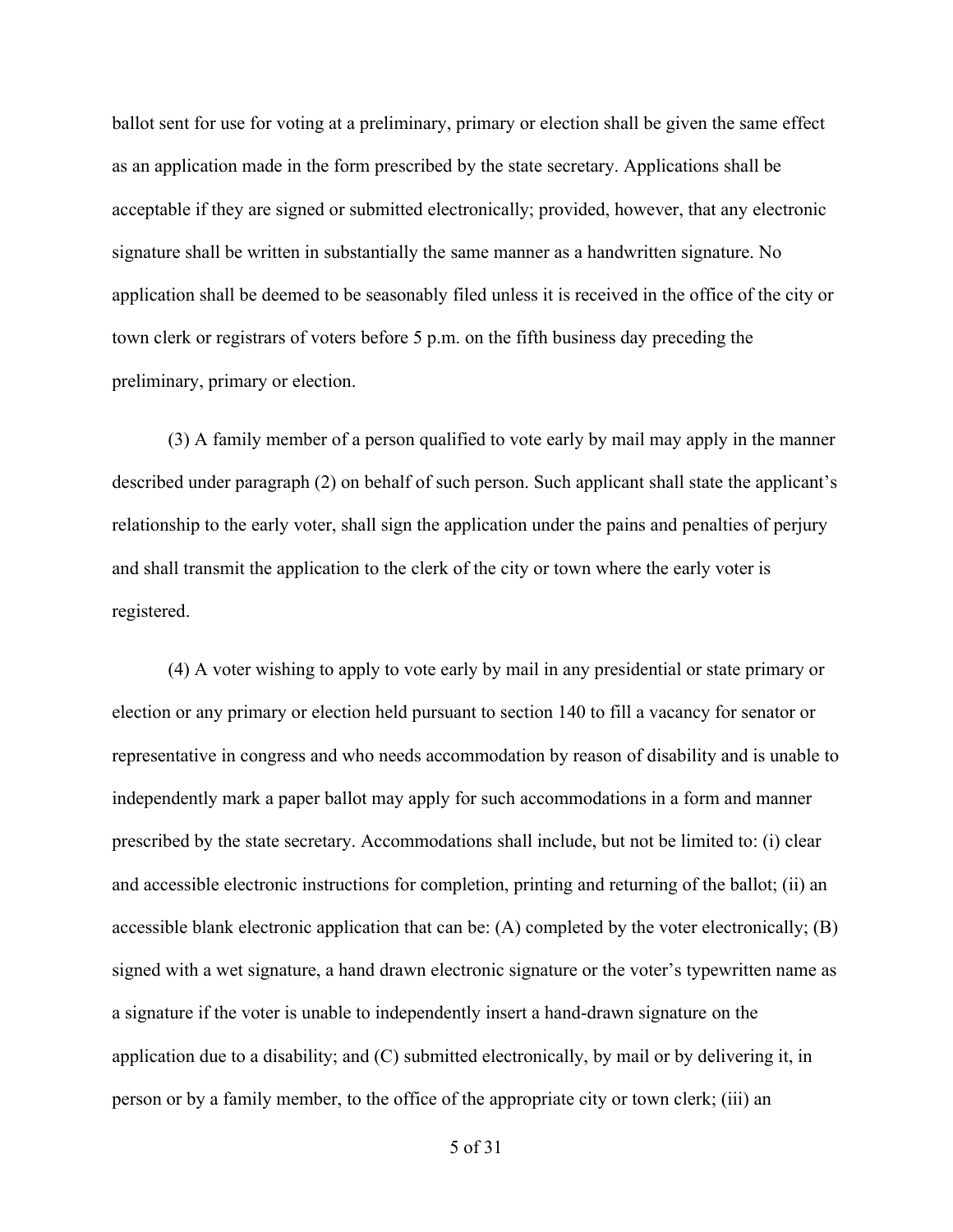ballot sent for use for voting at a preliminary, primary or election shall be given the same effect as an application made in the form prescribed by the state secretary. Applications shall be acceptable if they are signed or submitted electronically; provided, however, that any electronic signature shall be written in substantially the same manner as a handwritten signature. No application shall be deemed to be seasonably filed unless it is received in the office of the city or town clerk or registrars of voters before 5 p.m. on the fifth business day preceding the preliminary, primary or election.

(3) A family member of a person qualified to vote early by mail may apply in the manner described under paragraph (2) on behalf of such person. Such applicant shall state the applicant's relationship to the early voter, shall sign the application under the pains and penalties of perjury and shall transmit the application to the clerk of the city or town where the early voter is registered.

(4) A voter wishing to apply to vote early by mail in any presidential or state primary or election or any primary or election held pursuant to section 140 to fill a vacancy for senator or representative in congress and who needs accommodation by reason of disability and is unable to independently mark a paper ballot may apply for such accommodations in a form and manner prescribed by the state secretary. Accommodations shall include, but not be limited to: (i) clear and accessible electronic instructions for completion, printing and returning of the ballot; (ii) an accessible blank electronic application that can be: (A) completed by the voter electronically; (B) signed with a wet signature, a hand drawn electronic signature or the voter's typewritten name as a signature if the voter is unable to independently insert a hand-drawn signature on the application due to a disability; and (C) submitted electronically, by mail or by delivering it, in person or by a family member, to the office of the appropriate city or town clerk; (iii) an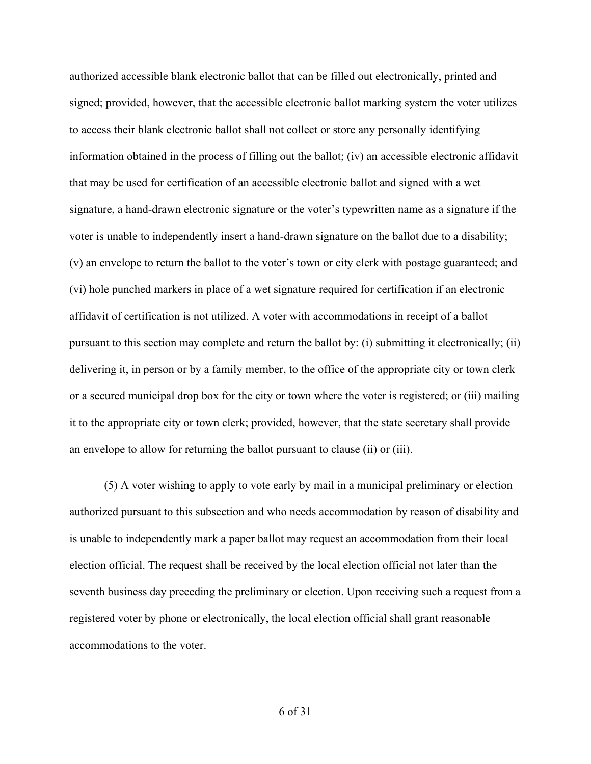authorized accessible blank electronic ballot that can be filled out electronically, printed and signed; provided, however, that the accessible electronic ballot marking system the voter utilizes to access their blank electronic ballot shall not collect or store any personally identifying information obtained in the process of filling out the ballot; (iv) an accessible electronic affidavit that may be used for certification of an accessible electronic ballot and signed with a wet signature, a hand-drawn electronic signature or the voter's typewritten name as a signature if the voter is unable to independently insert a hand-drawn signature on the ballot due to a disability; (v) an envelope to return the ballot to the voter's town or city clerk with postage guaranteed; and (vi) hole punched markers in place of a wet signature required for certification if an electronic affidavit of certification is not utilized. A voter with accommodations in receipt of a ballot pursuant to this section may complete and return the ballot by: (i) submitting it electronically; (ii) delivering it, in person or by a family member, to the office of the appropriate city or town clerk or a secured municipal drop box for the city or town where the voter is registered; or (iii) mailing it to the appropriate city or town clerk; provided, however, that the state secretary shall provide an envelope to allow for returning the ballot pursuant to clause (ii) or (iii).

(5) A voter wishing to apply to vote early by mail in a municipal preliminary or election authorized pursuant to this subsection and who needs accommodation by reason of disability and is unable to independently mark a paper ballot may request an accommodation from their local election official. The request shall be received by the local election official not later than the seventh business day preceding the preliminary or election. Upon receiving such a request from a registered voter by phone or electronically, the local election official shall grant reasonable accommodations to the voter.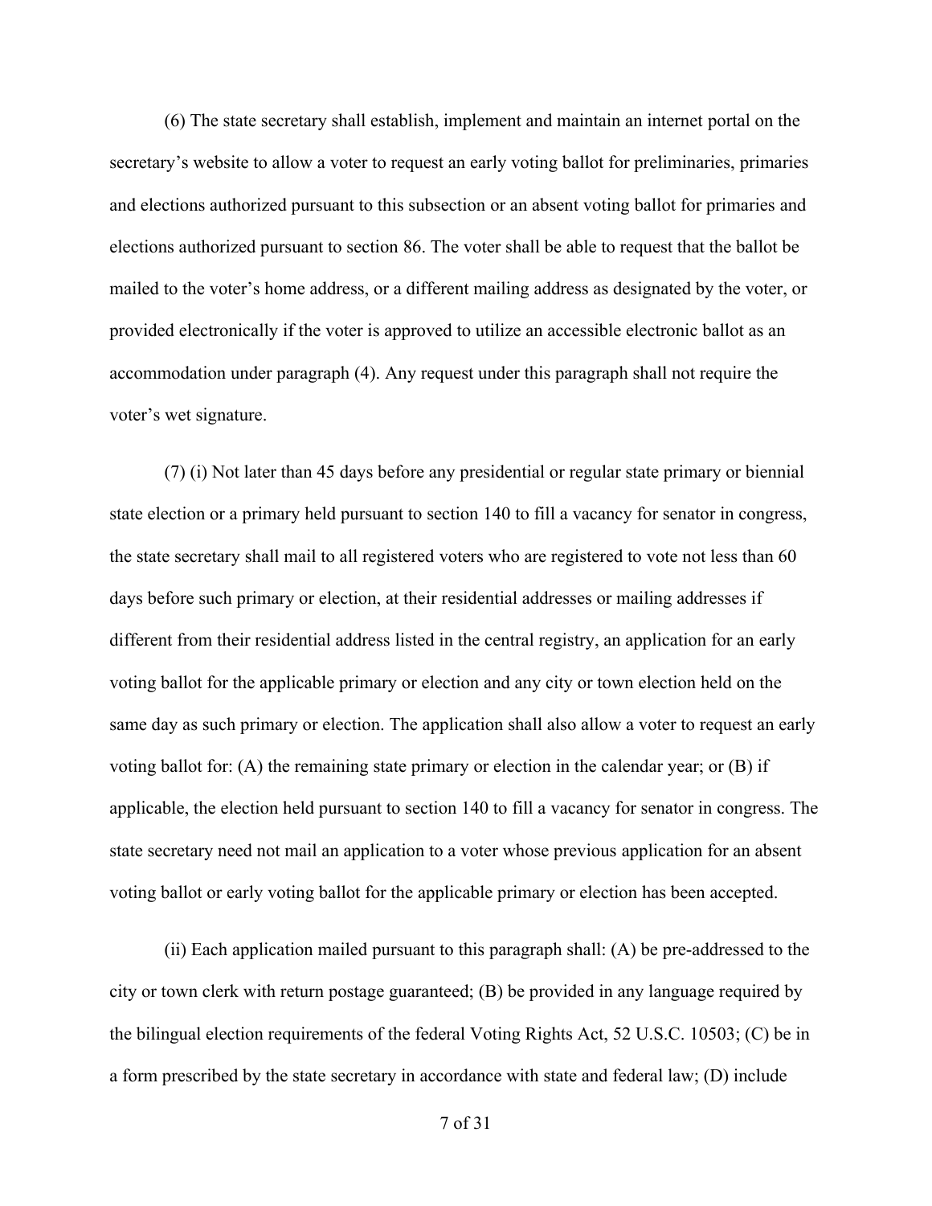(6) The state secretary shall establish, implement and maintain an internet portal on the secretary's website to allow a voter to request an early voting ballot for preliminaries, primaries and elections authorized pursuant to this subsection or an absent voting ballot for primaries and elections authorized pursuant to section 86. The voter shall be able to request that the ballot be mailed to the voter's home address, or a different mailing address as designated by the voter, or provided electronically if the voter is approved to utilize an accessible electronic ballot as an accommodation under paragraph (4). Any request under this paragraph shall not require the voter's wet signature.

(7) (i) Not later than 45 days before any presidential or regular state primary or biennial state election or a primary held pursuant to section 140 to fill a vacancy for senator in congress, the state secretary shall mail to all registered voters who are registered to vote not less than 60 days before such primary or election, at their residential addresses or mailing addresses if different from their residential address listed in the central registry, an application for an early voting ballot for the applicable primary or election and any city or town election held on the same day as such primary or election. The application shall also allow a voter to request an early voting ballot for: (A) the remaining state primary or election in the calendar year; or (B) if applicable, the election held pursuant to section 140 to fill a vacancy for senator in congress. The state secretary need not mail an application to a voter whose previous application for an absent voting ballot or early voting ballot for the applicable primary or election has been accepted.

(ii) Each application mailed pursuant to this paragraph shall: (A) be pre-addressed to the city or town clerk with return postage guaranteed; (B) be provided in any language required by the bilingual election requirements of the federal Voting Rights Act, 52 U.S.C. 10503; (C) be in a form prescribed by the state secretary in accordance with state and federal law; (D) include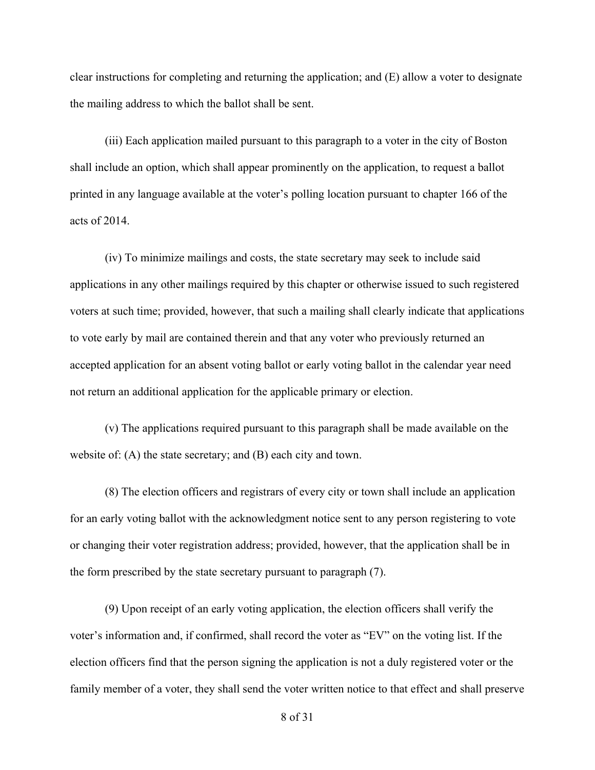clear instructions for completing and returning the application; and (E) allow a voter to designate the mailing address to which the ballot shall be sent.

(iii) Each application mailed pursuant to this paragraph to a voter in the city of Boston shall include an option, which shall appear prominently on the application, to request a ballot printed in any language available at the voter's polling location pursuant to chapter 166 of the acts of 2014.

(iv) To minimize mailings and costs, the state secretary may seek to include said applications in any other mailings required by this chapter or otherwise issued to such registered voters at such time; provided, however, that such a mailing shall clearly indicate that applications to vote early by mail are contained therein and that any voter who previously returned an accepted application for an absent voting ballot or early voting ballot in the calendar year need not return an additional application for the applicable primary or election.

(v) The applications required pursuant to this paragraph shall be made available on the website of: (A) the state secretary; and (B) each city and town.

(8) The election officers and registrars of every city or town shall include an application for an early voting ballot with the acknowledgment notice sent to any person registering to vote or changing their voter registration address; provided, however, that the application shall be in the form prescribed by the state secretary pursuant to paragraph (7).

(9) Upon receipt of an early voting application, the election officers shall verify the voter's information and, if confirmed, shall record the voter as "EV" on the voting list. If the election officers find that the person signing the application is not a duly registered voter or the family member of a voter, they shall send the voter written notice to that effect and shall preserve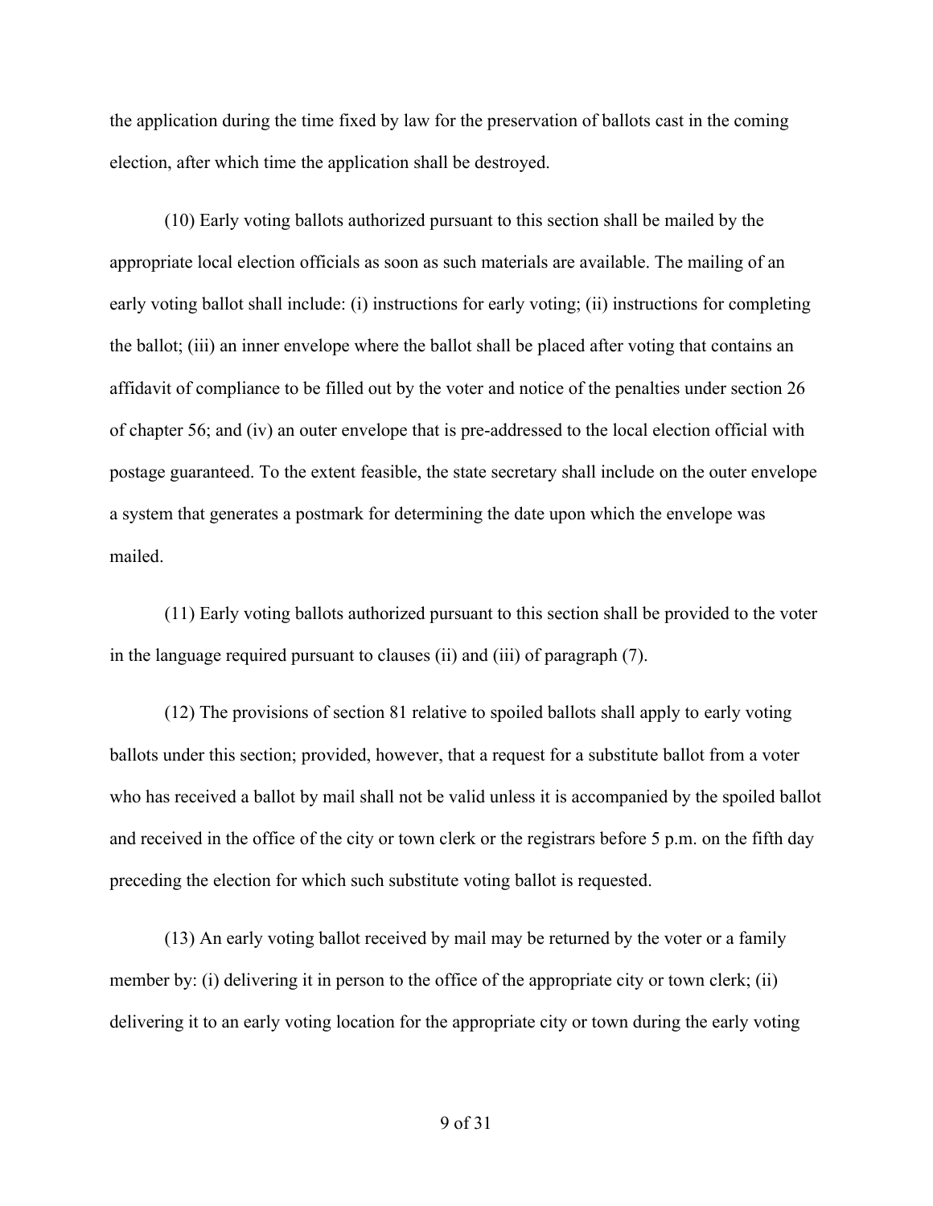the application during the time fixed by law for the preservation of ballots cast in the coming election, after which time the application shall be destroyed.

(10) Early voting ballots authorized pursuant to this section shall be mailed by the appropriate local election officials as soon as such materials are available. The mailing of an early voting ballot shall include: (i) instructions for early voting; (ii) instructions for completing the ballot; (iii) an inner envelope where the ballot shall be placed after voting that contains an affidavit of compliance to be filled out by the voter and notice of the penalties under section 26 of chapter 56; and (iv) an outer envelope that is pre-addressed to the local election official with postage guaranteed. To the extent feasible, the state secretary shall include on the outer envelope a system that generates a postmark for determining the date upon which the envelope was mailed.

(11) Early voting ballots authorized pursuant to this section shall be provided to the voter in the language required pursuant to clauses (ii) and (iii) of paragraph (7).

(12) The provisions of section 81 relative to spoiled ballots shall apply to early voting ballots under this section; provided, however, that a request for a substitute ballot from a voter who has received a ballot by mail shall not be valid unless it is accompanied by the spoiled ballot and received in the office of the city or town clerk or the registrars before 5 p.m. on the fifth day preceding the election for which such substitute voting ballot is requested.

(13) An early voting ballot received by mail may be returned by the voter or a family member by: (i) delivering it in person to the office of the appropriate city or town clerk; (ii) delivering it to an early voting location for the appropriate city or town during the early voting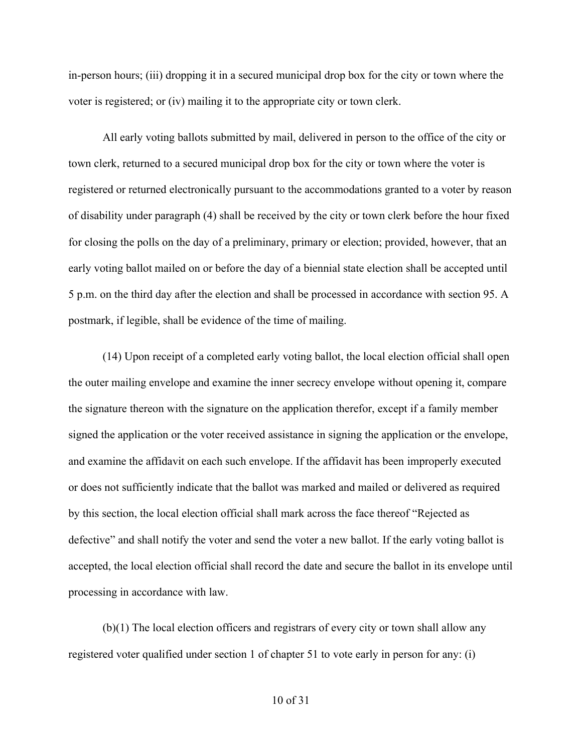in-person hours; (iii) dropping it in a secured municipal drop box for the city or town where the voter is registered; or (iv) mailing it to the appropriate city or town clerk.

All early voting ballots submitted by mail, delivered in person to the office of the city or town clerk, returned to a secured municipal drop box for the city or town where the voter is registered or returned electronically pursuant to the accommodations granted to a voter by reason of disability under paragraph (4) shall be received by the city or town clerk before the hour fixed for closing the polls on the day of a preliminary, primary or election; provided, however, that an early voting ballot mailed on or before the day of a biennial state election shall be accepted until 5 p.m. on the third day after the election and shall be processed in accordance with section 95. A postmark, if legible, shall be evidence of the time of mailing.

(14) Upon receipt of a completed early voting ballot, the local election official shall open the outer mailing envelope and examine the inner secrecy envelope without opening it, compare the signature thereon with the signature on the application therefor, except if a family member signed the application or the voter received assistance in signing the application or the envelope, and examine the affidavit on each such envelope. If the affidavit has been improperly executed or does not sufficiently indicate that the ballot was marked and mailed or delivered as required by this section, the local election official shall mark across the face thereof "Rejected as defective" and shall notify the voter and send the voter a new ballot. If the early voting ballot is accepted, the local election official shall record the date and secure the ballot in its envelope until processing in accordance with law.

(b)(1) The local election officers and registrars of every city or town shall allow any registered voter qualified under section 1 of chapter 51 to vote early in person for any: (i)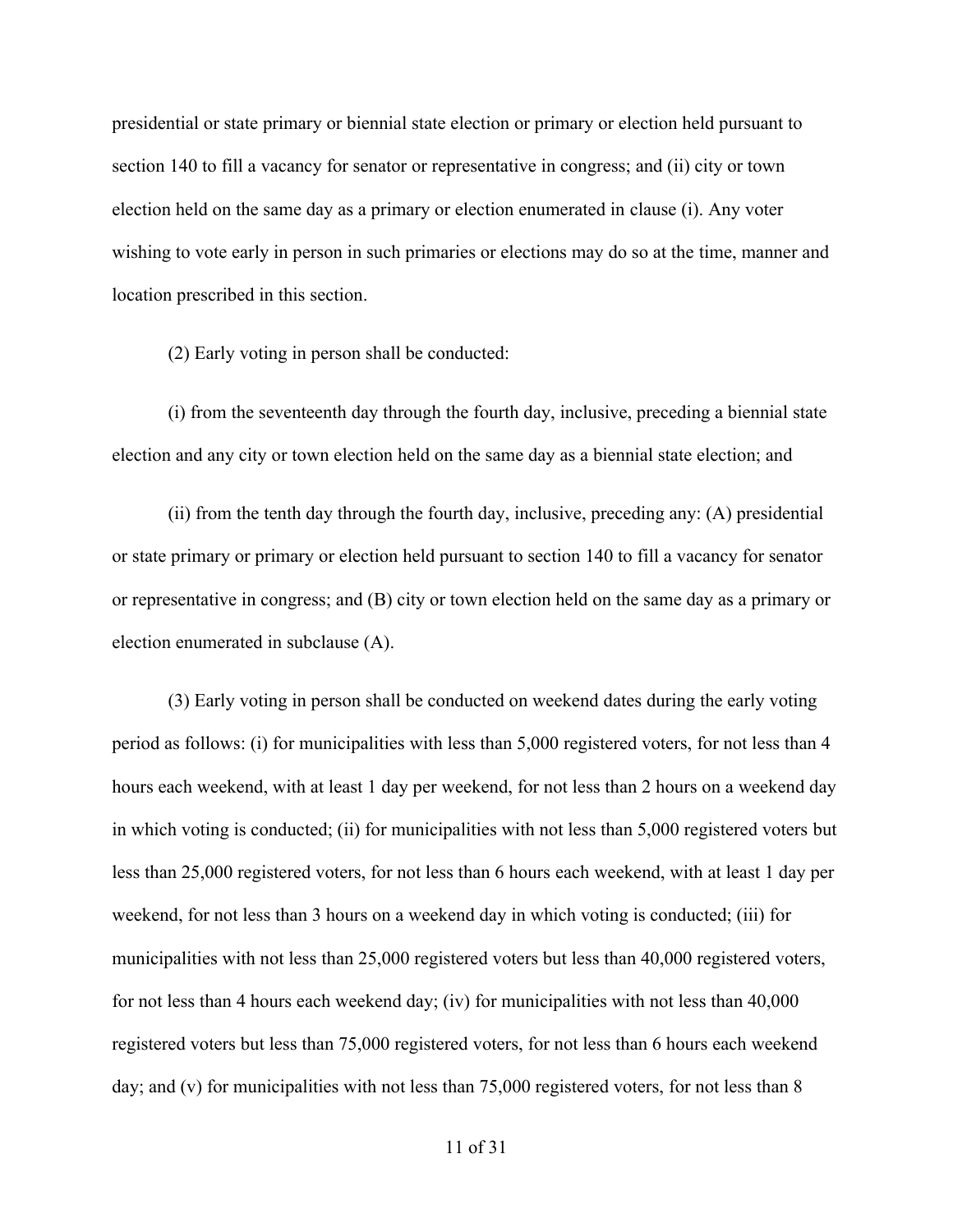presidential or state primary or biennial state election or primary or election held pursuant to section 140 to fill a vacancy for senator or representative in congress; and (ii) city or town election held on the same day as a primary or election enumerated in clause (i). Any voter wishing to vote early in person in such primaries or elections may do so at the time, manner and location prescribed in this section.

(2) Early voting in person shall be conducted:

(i) from the seventeenth day through the fourth day, inclusive, preceding a biennial state election and any city or town election held on the same day as a biennial state election; and

(ii) from the tenth day through the fourth day, inclusive, preceding any: (A) presidential or state primary or primary or election held pursuant to section 140 to fill a vacancy for senator or representative in congress; and (B) city or town election held on the same day as a primary or election enumerated in subclause (A).

(3) Early voting in person shall be conducted on weekend dates during the early voting period as follows: (i) for municipalities with less than 5,000 registered voters, for not less than 4 hours each weekend, with at least 1 day per weekend, for not less than 2 hours on a weekend day in which voting is conducted; (ii) for municipalities with not less than 5,000 registered voters but less than 25,000 registered voters, for not less than 6 hours each weekend, with at least 1 day per weekend, for not less than 3 hours on a weekend day in which voting is conducted; (iii) for municipalities with not less than 25,000 registered voters but less than 40,000 registered voters, for not less than 4 hours each weekend day; (iv) for municipalities with not less than 40,000 registered voters but less than 75,000 registered voters, for not less than 6 hours each weekend day; and (v) for municipalities with not less than 75,000 registered voters, for not less than 8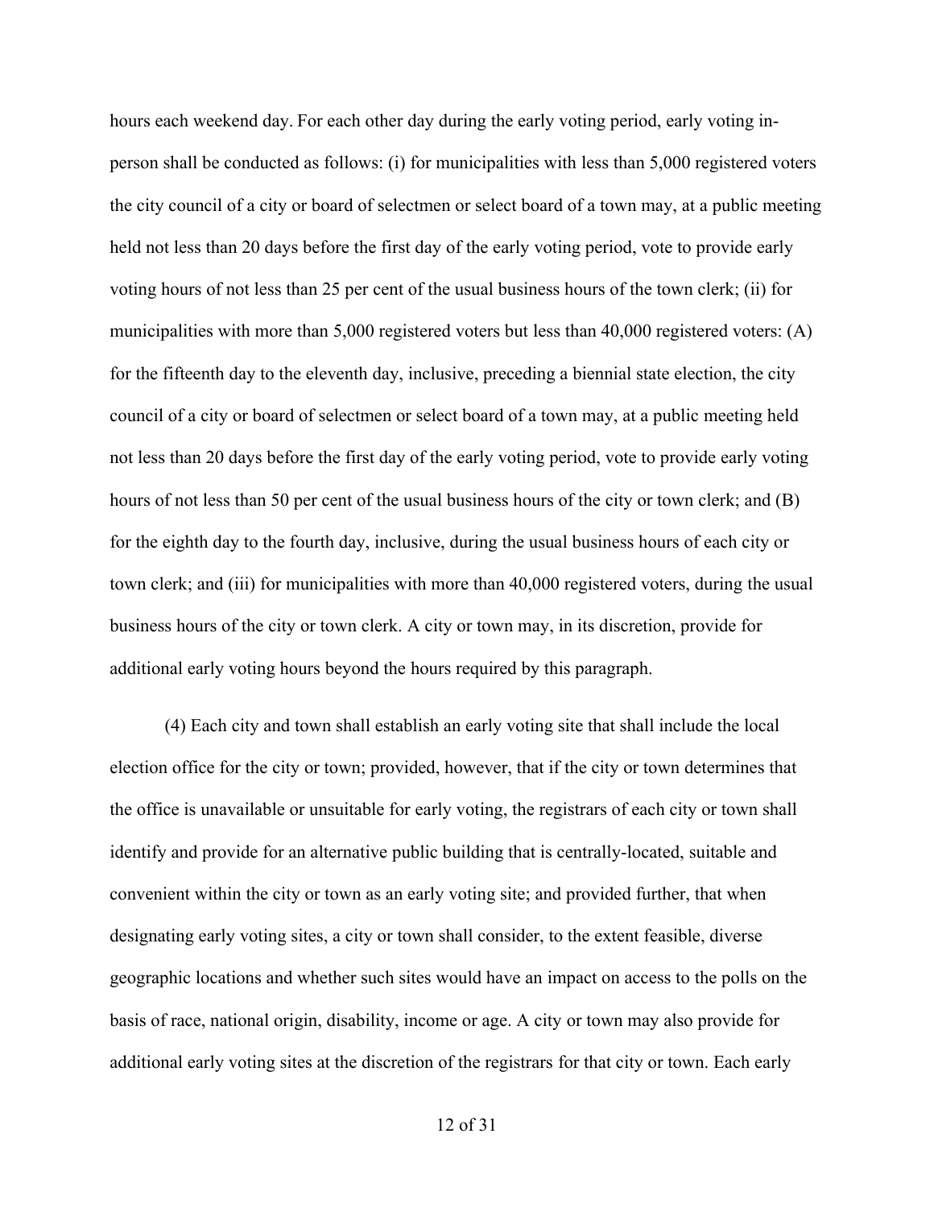hours each weekend day. For each other day during the early voting period, early voting in-person shall be conducted as follows: (i) for municipalities with less than 5,000 registered voters the city council of a city or board of selectmen or select board of a town may, at a public meeting held not less than 20 days before the first day of the early voting period, vote to provide early voting hours of not less than 25 per cent of the usual business hours of the town clerk; (ii) for municipalities with more than 5,000 registered voters but less than 40,000 registered voters: (A) for the fifteenth day to the eleventh day, inclusive, preceding a biennial state election, the city council of a city or board of selectmen or select board of a town may, at a public meeting held not less than 20 days before the first day of the early voting period, vote to provide early voting hours of not less than 50 per cent of the usual business hours of the city or town clerk; and (B) for the eighth day to the fourth day, inclusive, during the usual business hours of each city or town clerk; and (iii) for municipalities with more than 40,000 registered voters, during the usual business hours of the city or town clerk. A city or town may, in its discretion, provide for additional early voting hours beyond the hours required by this paragraph.

(4) Each city and town shall establish an early voting site that shall include the local election office for the city or town; provided, however, that if the city or town determines that the office is unavailable or unsuitable for early voting, the registrars of each city or town shall identify and provide for an alternative public building that is centrally-located, suitable and convenient within the city or town as an early voting site; and provided further, that when designating early voting sites, a city or town shall consider, to the extent feasible, diverse geographic locations and whether such sites would have an impact on access to the polls on the basis of race, national origin, disability, income or age. A city or town may also provide for additional early voting sites at the discretion of the registrars for that city or town. Each early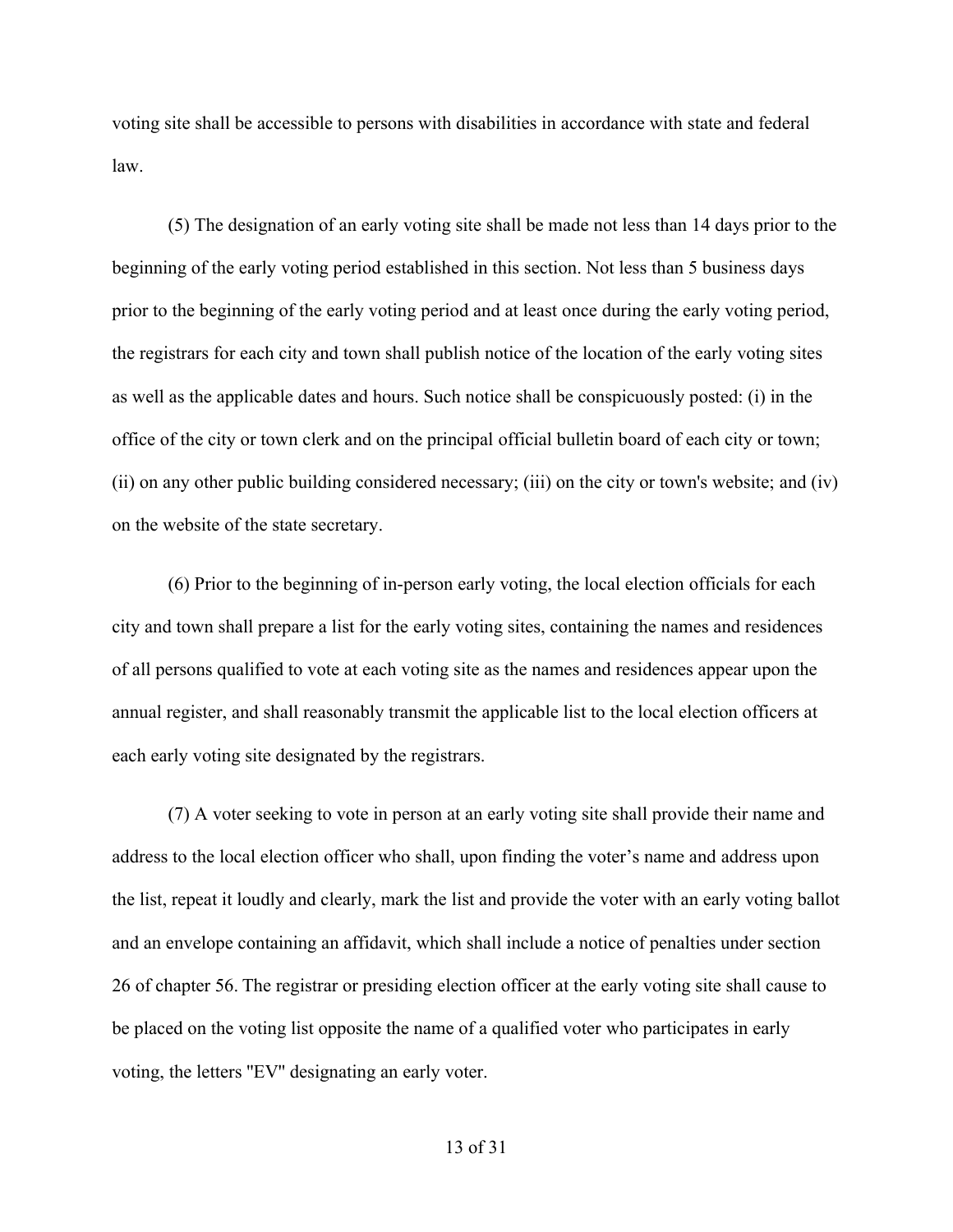voting site shall be accessible to persons with disabilities in accordance with state and federal law.

(5) The designation of an early voting site shall be made not less than 14 days prior to the beginning of the early voting period established in this section. Not less than 5 business days prior to the beginning of the early voting period and at least once during the early voting period, the registrars for each city and town shall publish notice of the location of the early voting sites as well as the applicable dates and hours. Such notice shall be conspicuously posted: (i) in the office of the city or town clerk and on the principal official bulletin board of each city or town; (ii) on any other public building considered necessary; (iii) on the city or town's website; and (iv) on the website of the state secretary.

(6) Prior to the beginning of in-person early voting, the local election officials for each city and town shall prepare a list for the early voting sites, containing the names and residences of all persons qualified to vote at each voting site as the names and residences appear upon the annual register, and shall reasonably transmit the applicable list to the local election officers at each early voting site designated by the registrars.

(7) A voter seeking to vote in person at an early voting site shall provide their name and address to the local election officer who shall, upon finding the voter's name and address upon the list, repeat it loudly and clearly, mark the list and provide the voter with an early voting ballot and an envelope containing an affidavit, which shall include a notice of penalties under section 26 of chapter 56. The registrar or presiding election officer at the early voting site shall cause to be placed on the voting list opposite the name of a qualified voter who participates in early voting, the letters "EV" designating an early voter.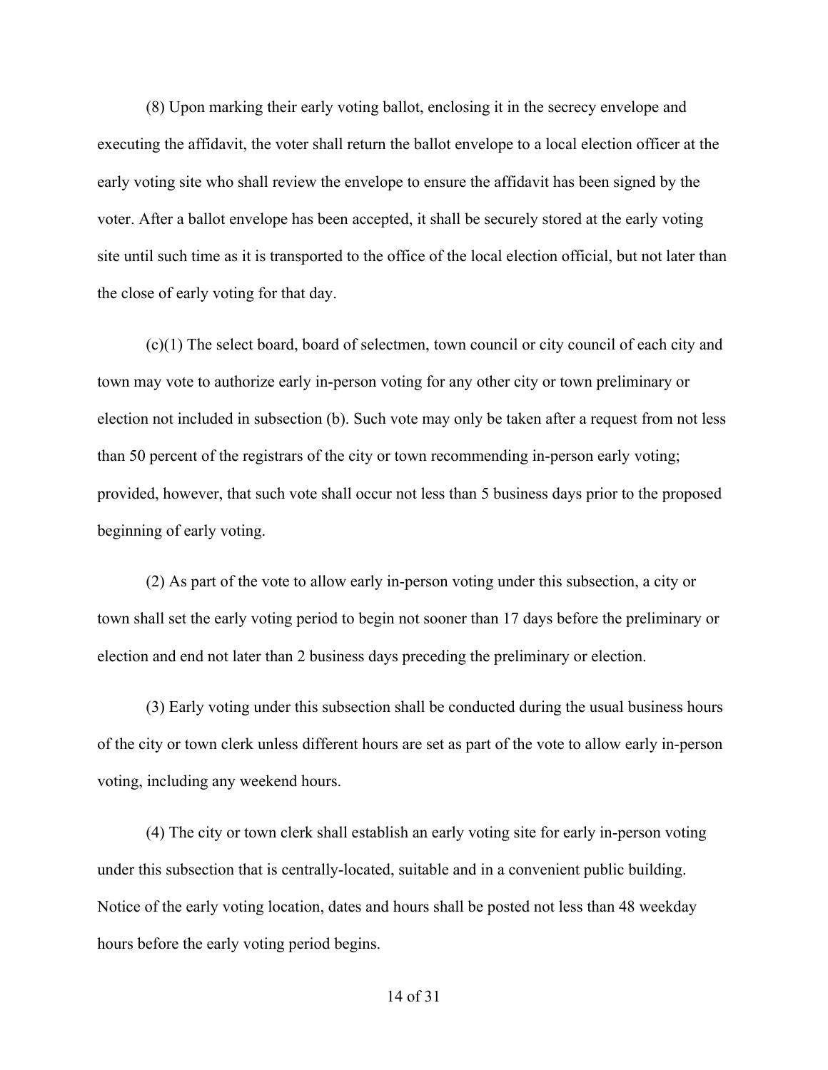(8) Upon marking their early voting ballot, enclosing it in the secrecy envelope and executing the affidavit, the voter shall return the ballot envelope to a local election officer at the early voting site who shall review the envelope to ensure the affidavit has been signed by the voter. After a ballot envelope has been accepted, it shall be securely stored at the early voting site until such time as it is transported to the office of the local election official, but not later than the close of early voting for that day.

(c)(1) The select board, board of selectmen, town council or city council of each city and town may vote to authorize early in-person voting for any other city or town preliminary or election not included in subsection (b). Such vote may only be taken after a request from not less than 50 percent of the registrars of the city or town recommending in-person early voting; provided, however, that such vote shall occur not less than 5 business days prior to the proposed beginning of early voting.

(2) As part of the vote to allow early in-person voting under this subsection, a city or town shall set the early voting period to begin not sooner than 17 days before the preliminary or election and end not later than 2 business days preceding the preliminary or election.

(3) Early voting under this subsection shall be conducted during the usual business hours of the city or town clerk unless different hours are set as part of the vote to allow early in-person voting, including any weekend hours.

(4) The city or town clerk shall establish an early voting site for early in-person voting under this subsection that is centrally-located, suitable and in a convenient public building. Notice of the early voting location, dates and hours shall be posted not less than 48 weekday hours before the early voting period begins.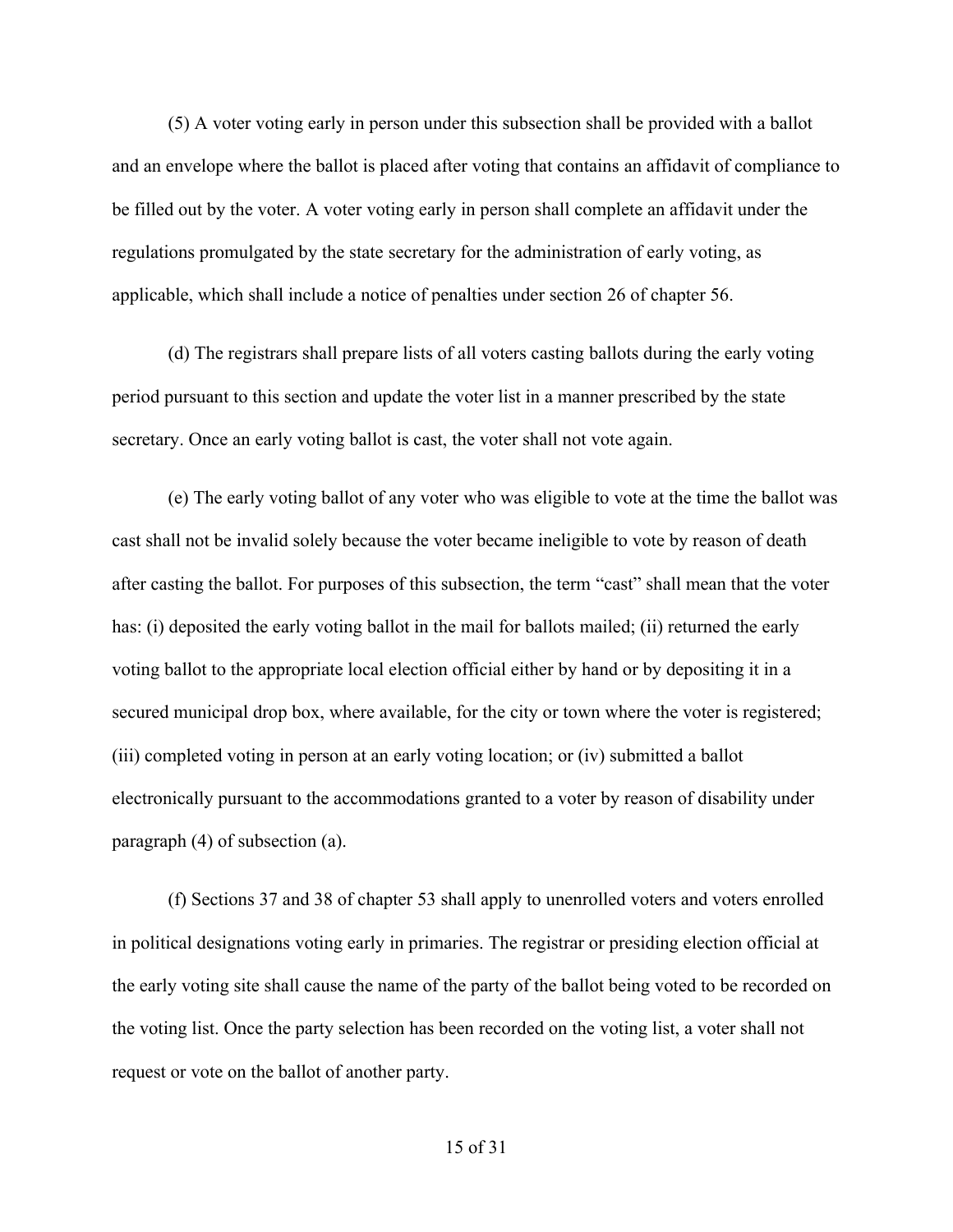(5) A voter voting early in person under this subsection shall be provided with a ballot and an envelope where the ballot is placed after voting that contains an affidavit of compliance to be filled out by the voter. A voter voting early in person shall complete an affidavit under the regulations promulgated by the state secretary for the administration of early voting, as applicable, which shall include a notice of penalties under section 26 of chapter 56.

(d) The registrars shall prepare lists of all voters casting ballots during the early voting period pursuant to this section and update the voter list in a manner prescribed by the state secretary. Once an early voting ballot is cast, the voter shall not vote again.

(e) The early voting ballot of any voter who was eligible to vote at the time the ballot was cast shall not be invalid solely because the voter became ineligible to vote by reason of death after casting the ballot. For purposes of this subsection, the term "cast" shall mean that the voter has: (i) deposited the early voting ballot in the mail for ballots mailed; (ii) returned the early voting ballot to the appropriate local election official either by hand or by depositing it in a secured municipal drop box, where available, for the city or town where the voter is registered; (iii) completed voting in person at an early voting location; or (iv) submitted a ballot electronically pursuant to the accommodations granted to a voter by reason of disability under paragraph (4) of subsection (a).

(f) Sections 37 and 38 of chapter 53 shall apply to unenrolled voters and voters enrolled in political designations voting early in primaries. The registrar or presiding election official at the early voting site shall cause the name of the party of the ballot being voted to be recorded on the voting list. Once the party selection has been recorded on the voting list, a voter shall not request or vote on the ballot of another party.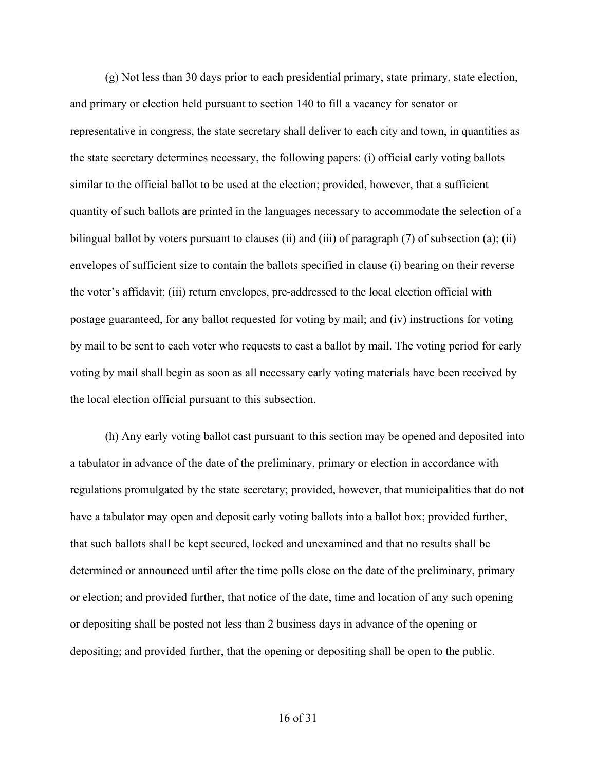(g) Not less than 30 days prior to each presidential primary, state primary, state election, and primary or election held pursuant to section 140 to fill a vacancy for senator or representative in congress, the state secretary shall deliver to each city and town, in quantities as the state secretary determines necessary, the following papers: (i) official early voting ballots similar to the official ballot to be used at the election; provided, however, that a sufficient quantity of such ballots are printed in the languages necessary to accommodate the selection of a bilingual ballot by voters pursuant to clauses (ii) and (iii) of paragraph (7) of subsection (a); (ii) envelopes of sufficient size to contain the ballots specified in clause (i) bearing on their reverse the voter's affidavit; (iii) return envelopes, pre-addressed to the local election official with postage guaranteed, for any ballot requested for voting by mail; and (iv) instructions for voting by mail to be sent to each voter who requests to cast a ballot by mail. The voting period for early voting by mail shall begin as soon as all necessary early voting materials have been received by the local election official pursuant to this subsection.

(h) Any early voting ballot cast pursuant to this section may be opened and deposited into a tabulator in advance of the date of the preliminary, primary or election in accordance with regulations promulgated by the state secretary; provided, however, that municipalities that do not have a tabulator may open and deposit early voting ballots into a ballot box; provided further, that such ballots shall be kept secured, locked and unexamined and that no results shall be determined or announced until after the time polls close on the date of the preliminary, primary or election; and provided further, that notice of the date, time and location of any such opening or depositing shall be posted not less than 2 business days in advance of the opening or depositing; and provided further, that the opening or depositing shall be open to the public.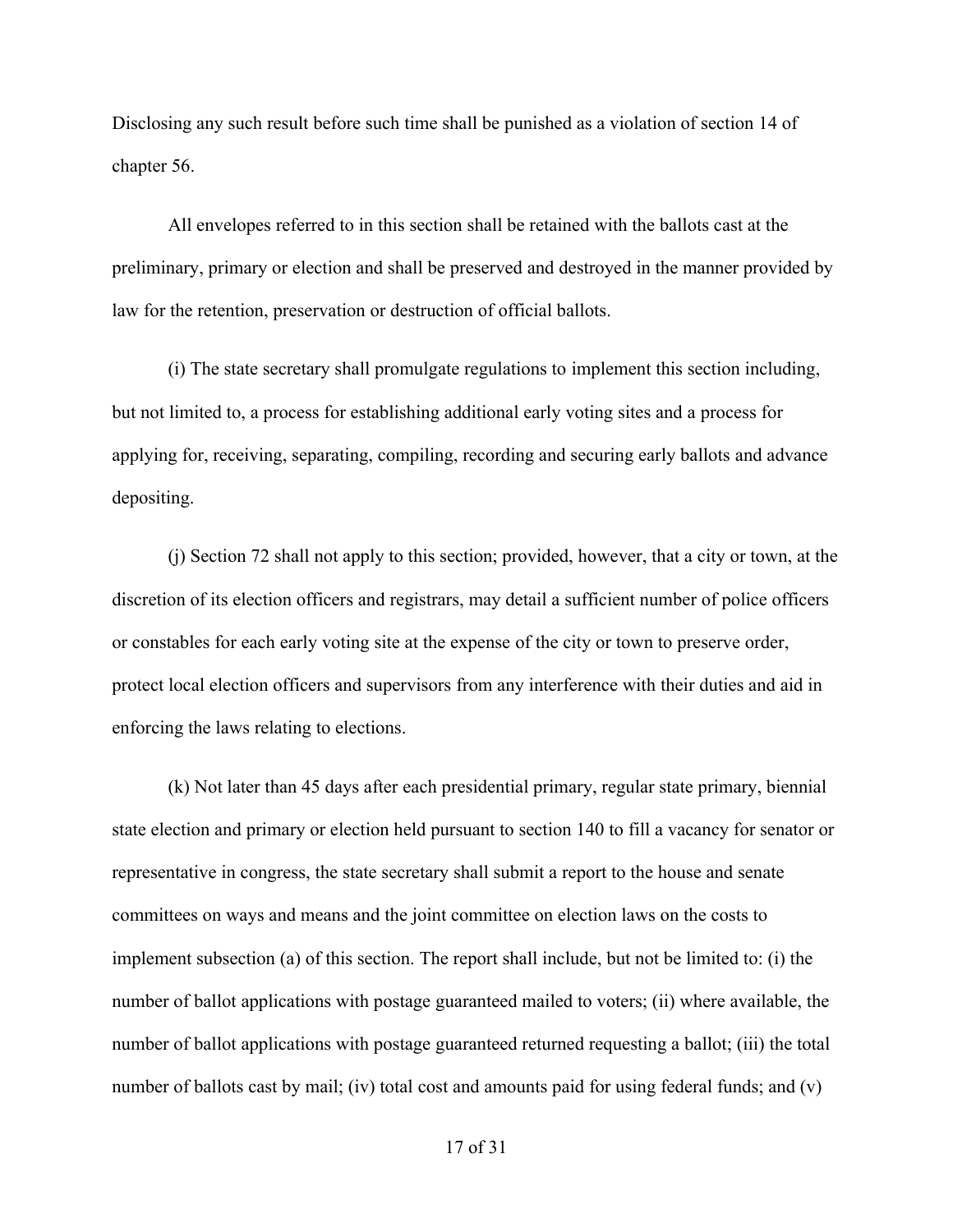Disclosing any such result before such time shall be punished as a violation of section 14 of chapter 56.

All envelopes referred to in this section shall be retained with the ballots cast at the preliminary, primary or election and shall be preserved and destroyed in the manner provided by law for the retention, preservation or destruction of official ballots.

(i) The state secretary shall promulgate regulations to implement this section including, but not limited to, a process for establishing additional early voting sites and a process for applying for, receiving, separating, compiling, recording and securing early ballots and advance depositing.

(j) Section 72 shall not apply to this section; provided, however, that a city or town, at the discretion of its election officers and registrars, may detail a sufficient number of police officers or constables for each early voting site at the expense of the city or town to preserve order, protect local election officers and supervisors from any interference with their duties and aid in enforcing the laws relating to elections.

(k) Not later than 45 days after each presidential primary, regular state primary, biennial state election and primary or election held pursuant to section 140 to fill a vacancy for senator or representative in congress, the state secretary shall submit a report to the house and senate committees on ways and means and the joint committee on election laws on the costs to implement subsection (a) of this section. The report shall include, but not be limited to: (i) the number of ballot applications with postage guaranteed mailed to voters; (ii) where available, the number of ballot applications with postage guaranteed returned requesting a ballot; (iii) the total number of ballots cast by mail; (iv) total cost and amounts paid for using federal funds; and (v)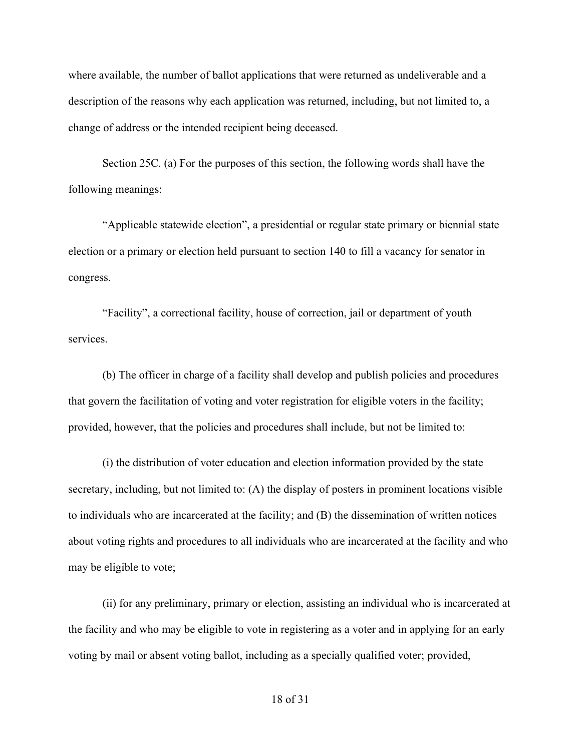where available, the number of ballot applications that were returned as undeliverable and a description of the reasons why each application was returned, including, but not limited to, a change of address or the intended recipient being deceased.

Section 25C. (a) For the purposes of this section, the following words shall have the following meanings:

"Applicable statewide election", a presidential or regular state primary or biennial state election or a primary or election held pursuant to section 140 to fill a vacancy for senator in congress.

"Facility", a correctional facility, house of correction, jail or department of youth services.

(b) The officer in charge of a facility shall develop and publish policies and procedures that govern the facilitation of voting and voter registration for eligible voters in the facility; provided, however, that the policies and procedures shall include, but not be limited to:

(i) the distribution of voter education and election information provided by the state secretary, including, but not limited to: (A) the display of posters in prominent locations visible to individuals who are incarcerated at the facility; and (B) the dissemination of written notices about voting rights and procedures to all individuals who are incarcerated at the facility and who may be eligible to vote;

(ii) for any preliminary, primary or election, assisting an individual who is incarcerated at the facility and who may be eligible to vote in registering as a voter and in applying for an early voting by mail or absent voting ballot, including as a specially qualified voter; provided,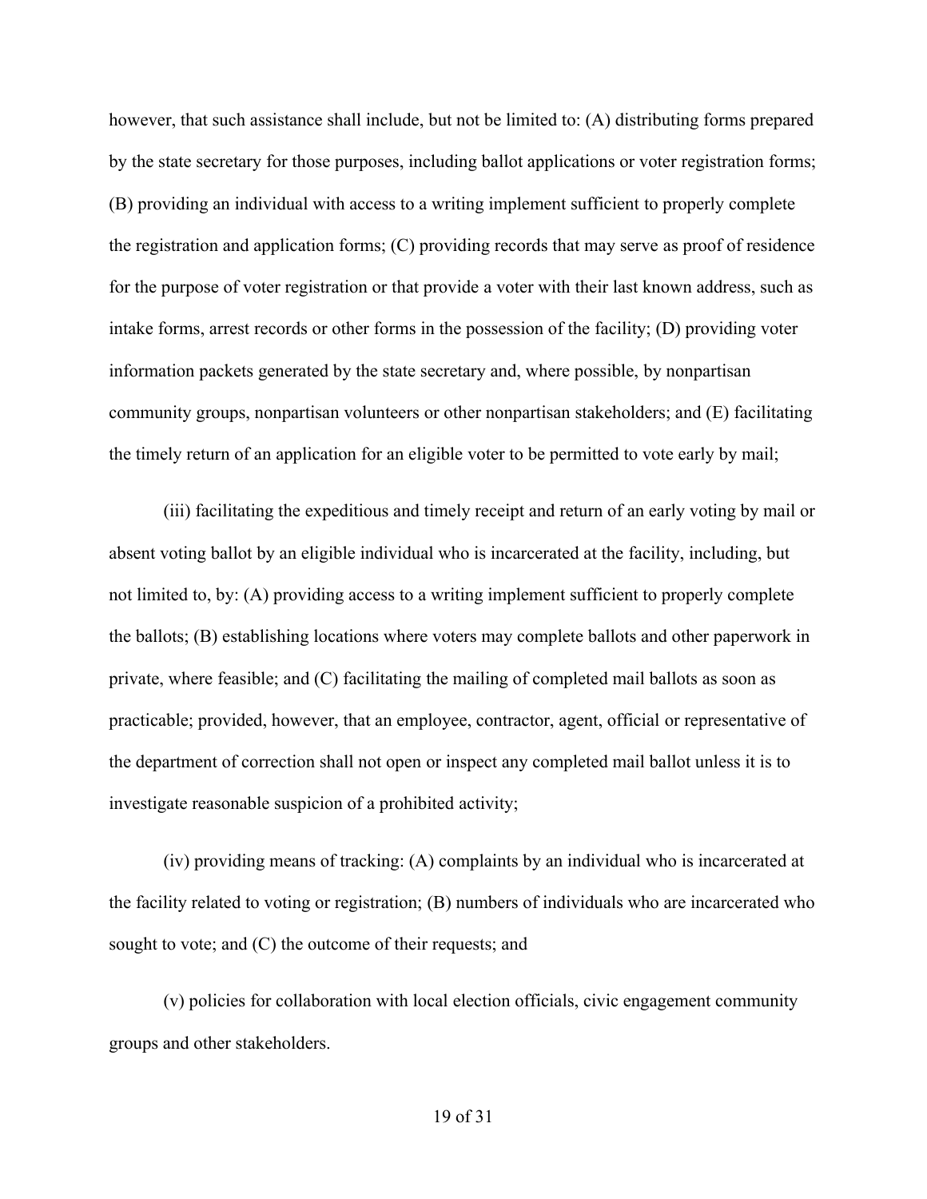however, that such assistance shall include, but not be limited to: (A) distributing forms prepared by the state secretary for those purposes, including ballot applications or voter registration forms; (B) providing an individual with access to a writing implement sufficient to properly complete the registration and application forms; (C) providing records that may serve as proof of residence for the purpose of voter registration or that provide a voter with their last known address, such as intake forms, arrest records or other forms in the possession of the facility; (D) providing voter information packets generated by the state secretary and, where possible, by nonpartisan community groups, nonpartisan volunteers or other nonpartisan stakeholders; and (E) facilitating the timely return of an application for an eligible voter to be permitted to vote early by mail;

(iii) facilitating the expeditious and timely receipt and return of an early voting by mail or absent voting ballot by an eligible individual who is incarcerated at the facility, including, but not limited to, by: (A) providing access to a writing implement sufficient to properly complete the ballots; (B) establishing locations where voters may complete ballots and other paperwork in private, where feasible; and (C) facilitating the mailing of completed mail ballots as soon as practicable; provided, however, that an employee, contractor, agent, official or representative of the department of correction shall not open or inspect any completed mail ballot unless it is to investigate reasonable suspicion of a prohibited activity;

(iv) providing means of tracking: (A) complaints by an individual who is incarcerated at the facility related to voting or registration; (B) numbers of individuals who are incarcerated who sought to vote; and (C) the outcome of their requests; and

(v) policies for collaboration with local election officials, civic engagement community groups and other stakeholders.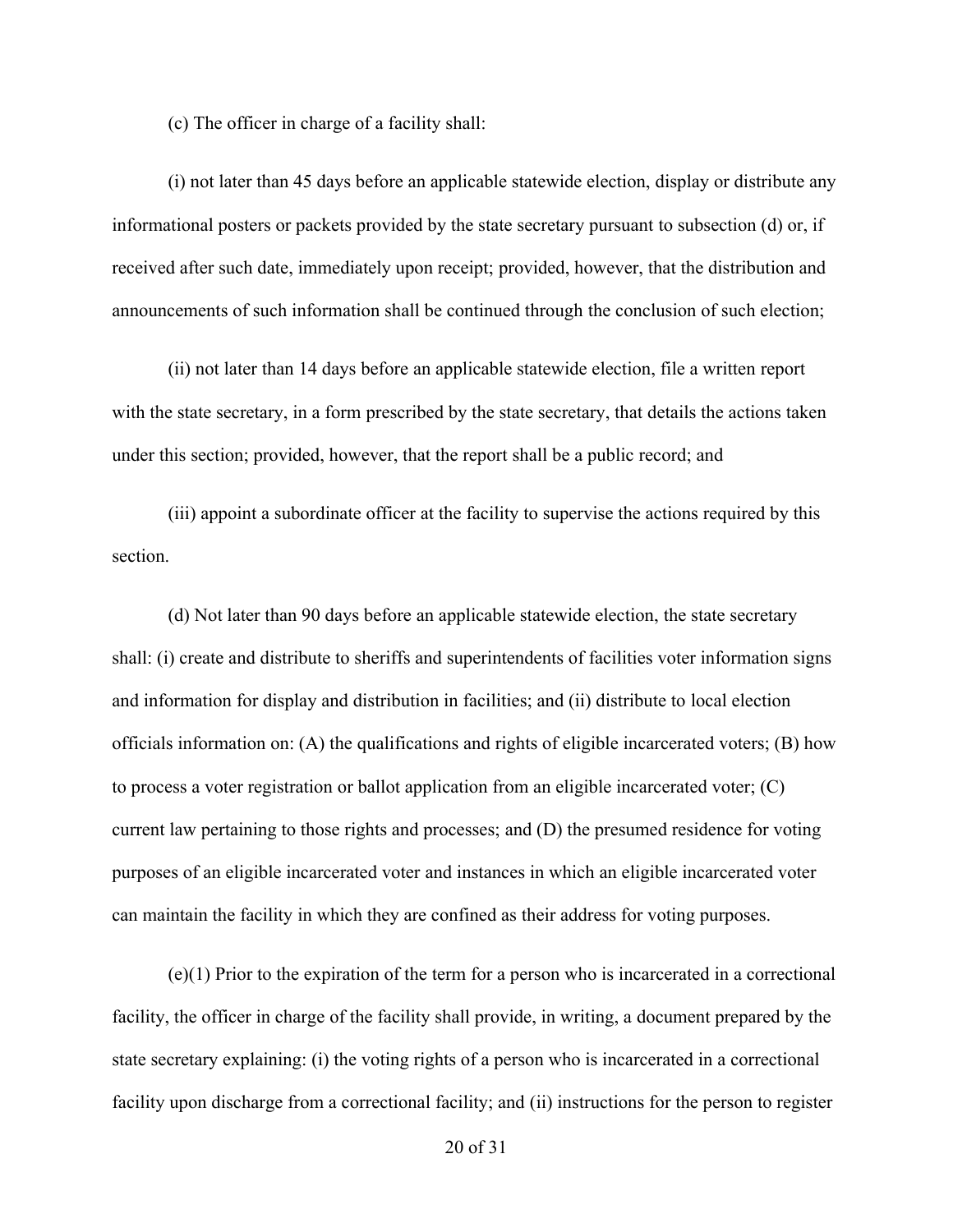(c) The officer in charge of a facility shall:

(i) not later than 45 days before an applicable statewide election, display or distribute any informational posters or packets provided by the state secretary pursuant to subsection (d) or, if received after such date, immediately upon receipt; provided, however, that the distribution and announcements of such information shall be continued through the conclusion of such election;

(ii) not later than 14 days before an applicable statewide election, file a written report with the state secretary, in a form prescribed by the state secretary, that details the actions taken under this section; provided, however, that the report shall be a public record; and

(iii) appoint a subordinate officer at the facility to supervise the actions required by this section.

(d) Not later than 90 days before an applicable statewide election, the state secretary shall: (i) create and distribute to sheriffs and superintendents of facilities voter information signs and information for display and distribution in facilities; and (ii) distribute to local election officials information on: (A) the qualifications and rights of eligible incarcerated voters; (B) how to process a voter registration or ballot application from an eligible incarcerated voter; (C) current law pertaining to those rights and processes; and (D) the presumed residence for voting purposes of an eligible incarcerated voter and instances in which an eligible incarcerated voter can maintain the facility in which they are confined as their address for voting purposes.

(e)(1) Prior to the expiration of the term for a person who is incarcerated in a correctional facility, the officer in charge of the facility shall provide, in writing, a document prepared by the state secretary explaining: (i) the voting rights of a person who is incarcerated in a correctional facility upon discharge from a correctional facility; and (ii) instructions for the person to register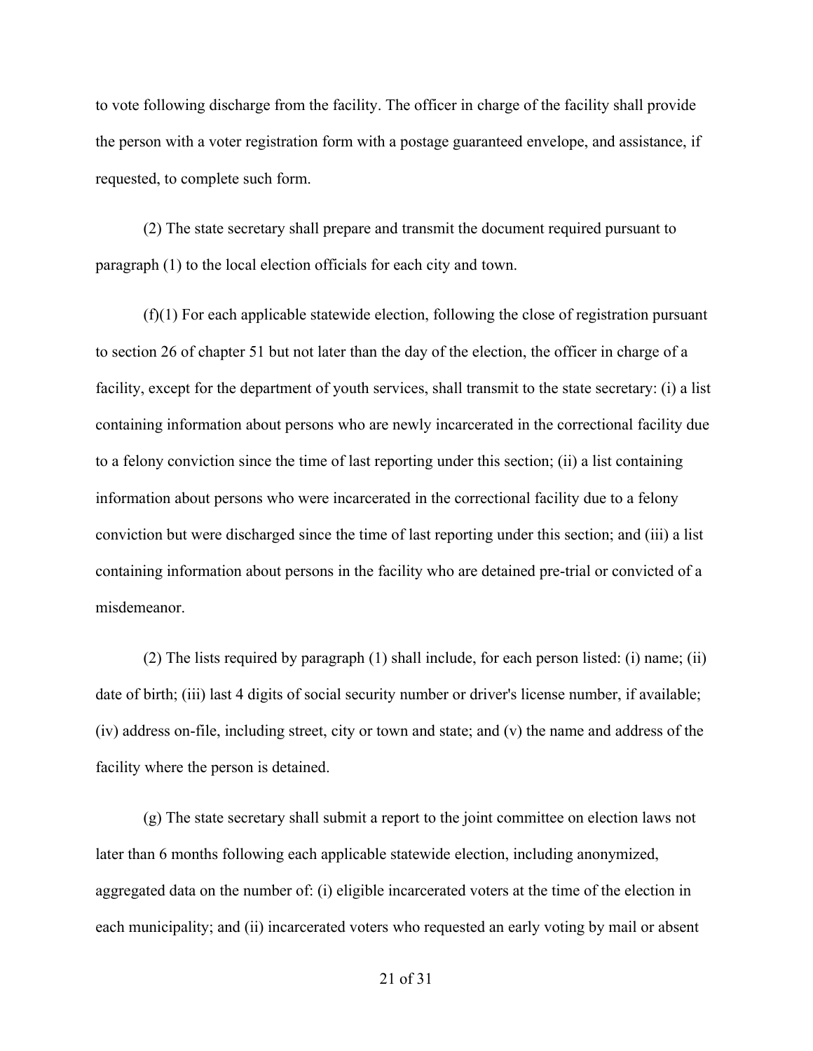to vote following discharge from the facility. The officer in charge of the facility shall provide the person with a voter registration form with a postage guaranteed envelope, and assistance, if requested, to complete such form.

(2) The state secretary shall prepare and transmit the document required pursuant to paragraph (1) to the local election officials for each city and town.

(f)(1) For each applicable statewide election, following the close of registration pursuant to section 26 of chapter 51 but not later than the day of the election, the officer in charge of a facility, except for the department of youth services, shall transmit to the state secretary: (i) a list containing information about persons who are newly incarcerated in the correctional facility due to a felony conviction since the time of last reporting under this section; (ii) a list containing information about persons who were incarcerated in the correctional facility due to a felony conviction but were discharged since the time of last reporting under this section; and (iii) a list containing information about persons in the facility who are detained pre-trial or convicted of a misdemeanor.

(2) The lists required by paragraph (1) shall include, for each person listed: (i) name; (ii) date of birth; (iii) last 4 digits of social security number or driver's license number, if available; (iv) address on-file, including street, city or town and state; and (v) the name and address of the facility where the person is detained.

(g) The state secretary shall submit a report to the joint committee on election laws not later than 6 months following each applicable statewide election, including anonymized, aggregated data on the number of: (i) eligible incarcerated voters at the time of the election in each municipality; and (ii) incarcerated voters who requested an early voting by mail or absent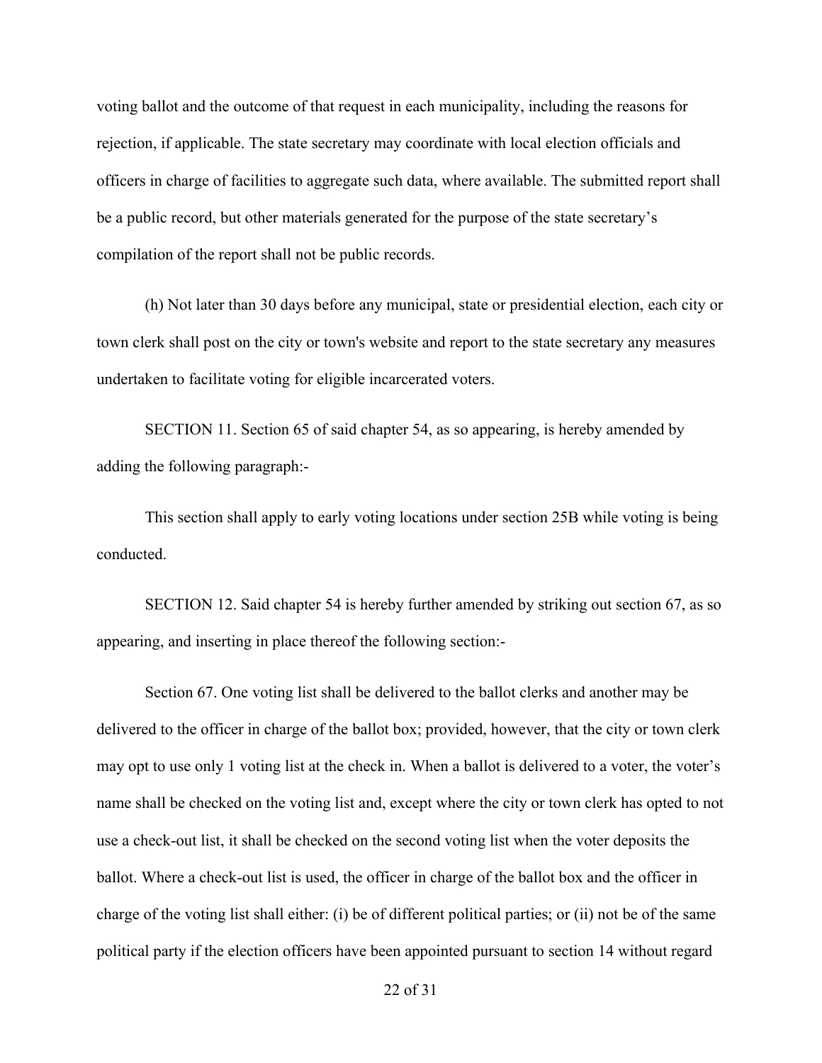voting ballot and the outcome of that request in each municipality, including the reasons for rejection, if applicable. The state secretary may coordinate with local election officials and officers in charge of facilities to aggregate such data, where available. The submitted report shall be a public record, but other materials generated for the purpose of the state secretary's compilation of the report shall not be public records.

(h) Not later than 30 days before any municipal, state or presidential election, each city or town clerk shall post on the city or town's website and report to the state secretary any measures undertaken to facilitate voting for eligible incarcerated voters.

SECTION 11. Section 65 of said chapter 54, as so appearing, is hereby amended by adding the following paragraph:-

This section shall apply to early voting locations under section 25B while voting is being conducted.

SECTION 12. Said chapter 54 is hereby further amended by striking out section 67, as so appearing, and inserting in place thereof the following section:-

Section 67. One voting list shall be delivered to the ballot clerks and another may be delivered to the officer in charge of the ballot box; provided, however, that the city or town clerk may opt to use only 1 voting list at the check in. When a ballot is delivered to a voter, the voter's name shall be checked on the voting list and, except where the city or town clerk has opted to not use a check-out list, it shall be checked on the second voting list when the voter deposits the ballot. Where a check-out list is used, the officer in charge of the ballot box and the officer in charge of the voting list shall either: (i) be of different political parties; or (ii) not be of the same political party if the election officers have been appointed pursuant to section 14 without regard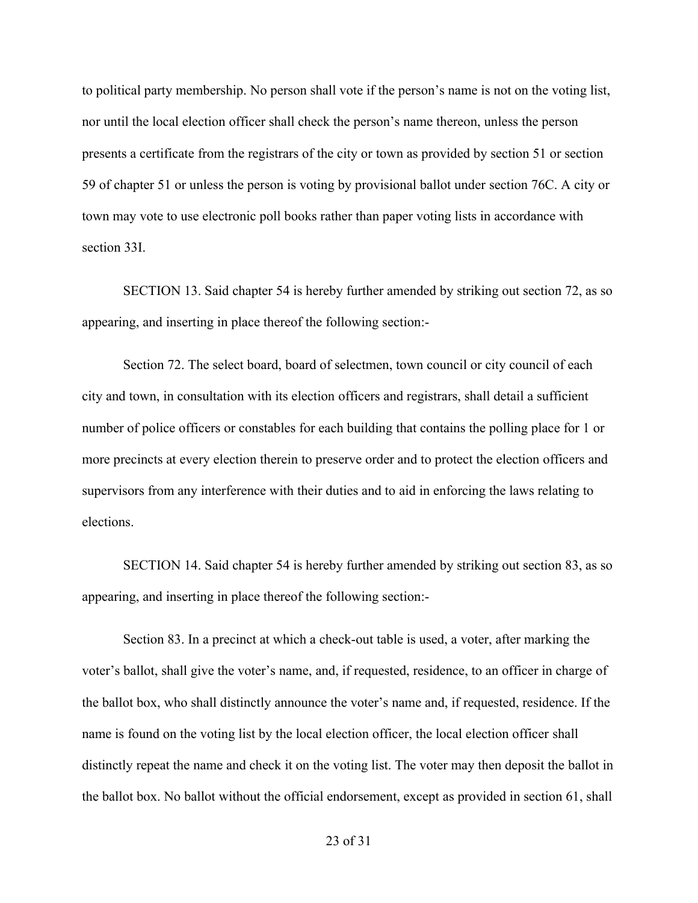to political party membership. No person shall vote if the person's name is not on the voting list, nor until the local election officer shall check the person's name thereon, unless the person presents a certificate from the registrars of the city or town as provided by section 51 or section 59 of chapter 51 or unless the person is voting by provisional ballot under section 76C. A city or town may vote to use electronic poll books rather than paper voting lists in accordance with section 33I.

SECTION 13. Said chapter 54 is hereby further amended by striking out section 72, as so appearing, and inserting in place thereof the following section:-

Section 72. The select board, board of selectmen, town council or city council of each city and town, in consultation with its election officers and registrars, shall detail a sufficient number of police officers or constables for each building that contains the polling place for 1 or more precincts at every election therein to preserve order and to protect the election officers and supervisors from any interference with their duties and to aid in enforcing the laws relating to elections.

SECTION 14. Said chapter 54 is hereby further amended by striking out section 83, as so appearing, and inserting in place thereof the following section:-

Section 83. In a precinct at which a check-out table is used, a voter, after marking the voter's ballot, shall give the voter's name, and, if requested, residence, to an officer in charge of the ballot box, who shall distinctly announce the voter's name and, if requested, residence. If the name is found on the voting list by the local election officer, the local election officer shall distinctly repeat the name and check it on the voting list. The voter may then deposit the ballot in the ballot box. No ballot without the official endorsement, except as provided in section 61, shall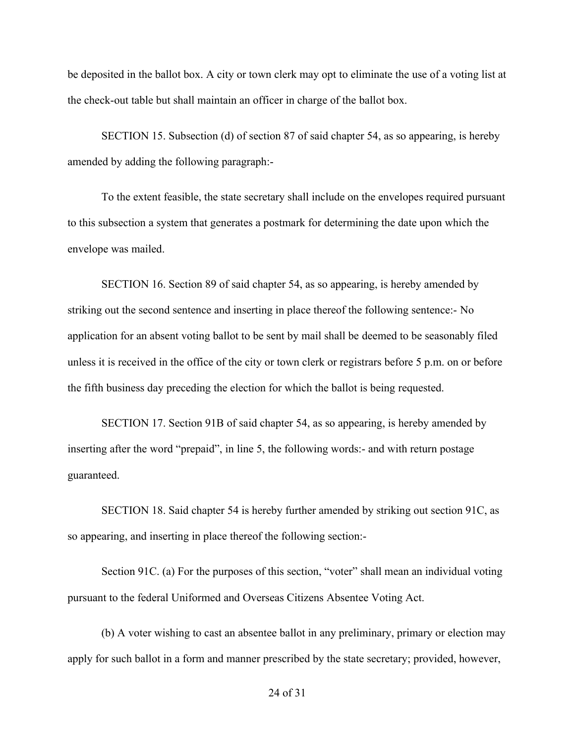be deposited in the ballot box. A city or town clerk may opt to eliminate the use of a voting list at the check-out table but shall maintain an officer in charge of the ballot box.

SECTION 15. Subsection (d) of section 87 of said chapter 54, as so appearing, is hereby amended by adding the following paragraph:-

To the extent feasible, the state secretary shall include on the envelopes required pursuant to this subsection a system that generates a postmark for determining the date upon which the envelope was mailed.

SECTION 16. Section 89 of said chapter 54, as so appearing, is hereby amended by striking out the second sentence and inserting in place thereof the following sentence:- No application for an absent voting ballot to be sent by mail shall be deemed to be seasonably filed unless it is received in the office of the city or town clerk or registrars before 5 p.m. on or before the fifth business day preceding the election for which the ballot is being requested.

SECTION 17. Section 91B of said chapter 54, as so appearing, is hereby amended by inserting after the word "prepaid", in line 5, the following words:- and with return postage guaranteed.

SECTION 18. Said chapter 54 is hereby further amended by striking out section 91C, as so appearing, and inserting in place thereof the following section:-

Section 91C. (a) For the purposes of this section, "voter" shall mean an individual voting pursuant to the federal Uniformed and Overseas Citizens Absentee Voting Act.

(b) A voter wishing to cast an absentee ballot in any preliminary, primary or election may apply for such ballot in a form and manner prescribed by the state secretary; provided, however,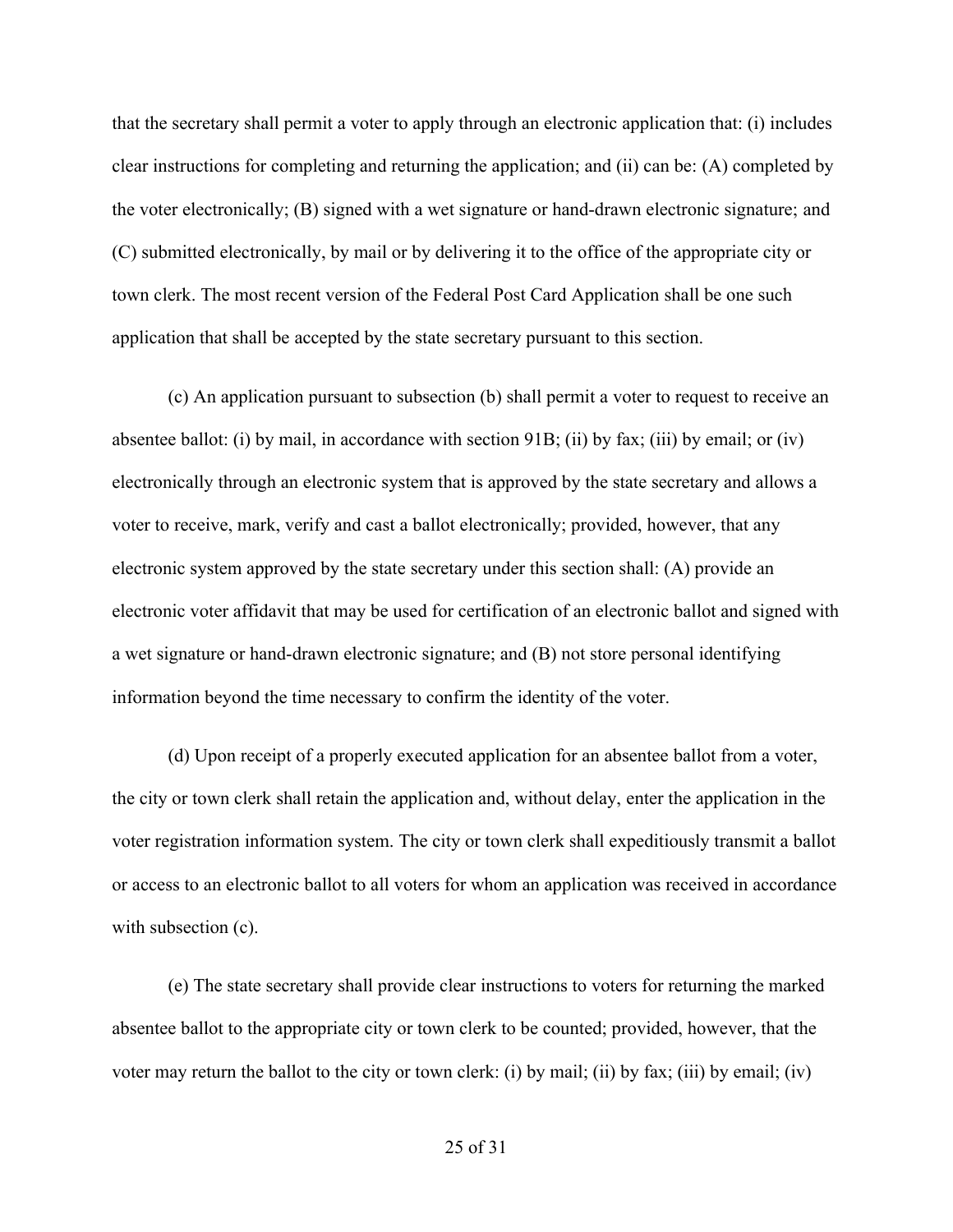that the secretary shall permit a voter to apply through an electronic application that: (i) includes clear instructions for completing and returning the application; and (ii) can be: (A) completed by the voter electronically; (B) signed with a wet signature or hand-drawn electronic signature; and (C) submitted electronically, by mail or by delivering it to the office of the appropriate city or town clerk. The most recent version of the Federal Post Card Application shall be one such application that shall be accepted by the state secretary pursuant to this section.

(c) An application pursuant to subsection (b) shall permit a voter to request to receive an absentee ballot: (i) by mail, in accordance with section 91B; (ii) by fax; (iii) by email; or (iv) electronically through an electronic system that is approved by the state secretary and allows a voter to receive, mark, verify and cast a ballot electronically; provided, however, that any electronic system approved by the state secretary under this section shall: (A) provide an electronic voter affidavit that may be used for certification of an electronic ballot and signed with a wet signature or hand-drawn electronic signature; and (B) not store personal identifying information beyond the time necessary to confirm the identity of the voter.

(d) Upon receipt of a properly executed application for an absentee ballot from a voter, the city or town clerk shall retain the application and, without delay, enter the application in the voter registration information system. The city or town clerk shall expeditiously transmit a ballot or access to an electronic ballot to all voters for whom an application was received in accordance with subsection (c).

(e) The state secretary shall provide clear instructions to voters for returning the marked absentee ballot to the appropriate city or town clerk to be counted; provided, however, that the voter may return the ballot to the city or town clerk: (i) by mail; (ii) by fax; (iii) by email; (iv)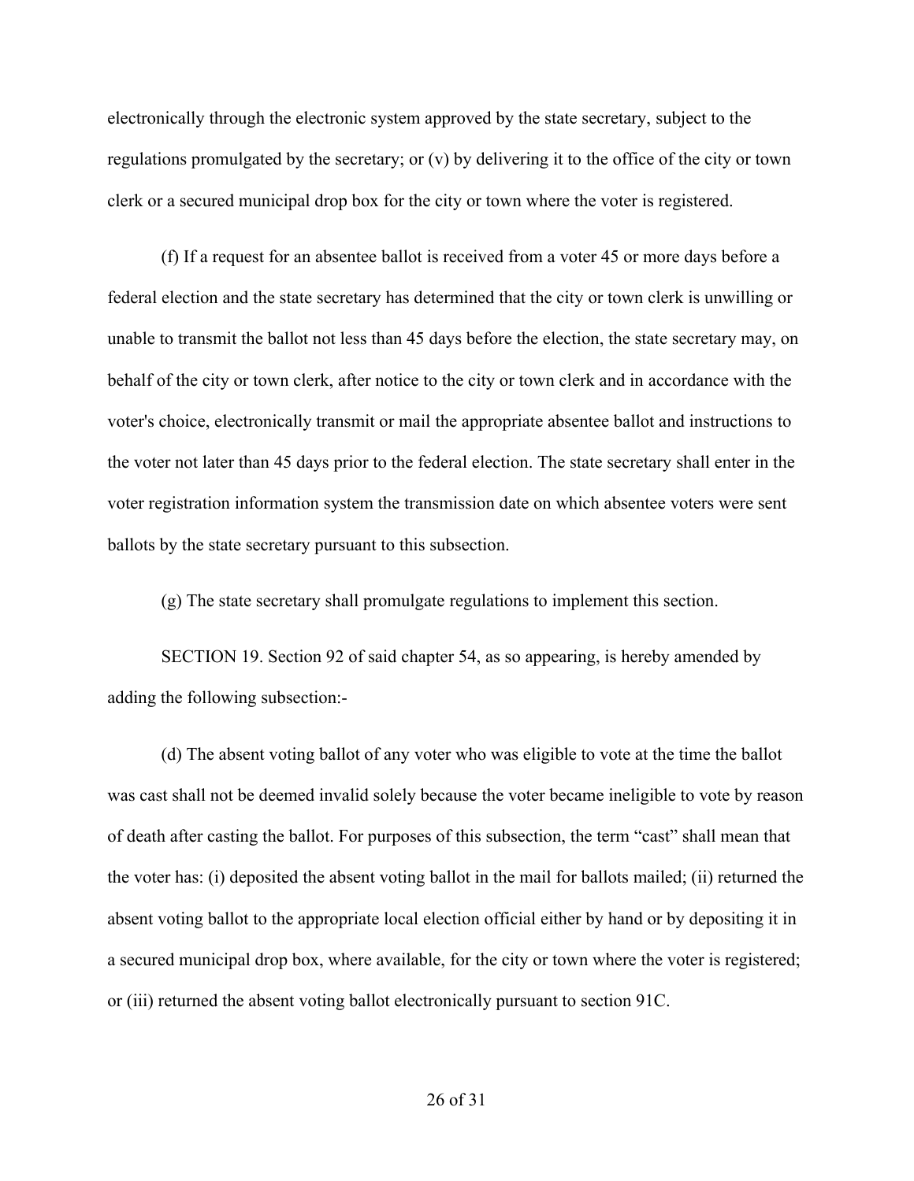electronically through the electronic system approved by the state secretary, subject to the regulations promulgated by the secretary; or (v) by delivering it to the office of the city or town clerk or a secured municipal drop box for the city or town where the voter is registered.

(f) If a request for an absentee ballot is received from a voter 45 or more days before a federal election and the state secretary has determined that the city or town clerk is unwilling or unable to transmit the ballot not less than 45 days before the election, the state secretary may, on behalf of the city or town clerk, after notice to the city or town clerk and in accordance with the voter's choice, electronically transmit or mail the appropriate absentee ballot and instructions to the voter not later than 45 days prior to the federal election. The state secretary shall enter in the voter registration information system the transmission date on which absentee voters were sent ballots by the state secretary pursuant to this subsection.

(g) The state secretary shall promulgate regulations to implement this section.

SECTION 19. Section 92 of said chapter 54, as so appearing, is hereby amended by adding the following subsection:-

(d) The absent voting ballot of any voter who was eligible to vote at the time the ballot was cast shall not be deemed invalid solely because the voter became ineligible to vote by reason of death after casting the ballot. For purposes of this subsection, the term "cast" shall mean that the voter has: (i) deposited the absent voting ballot in the mail for ballots mailed; (ii) returned the absent voting ballot to the appropriate local election official either by hand or by depositing it in a secured municipal drop box, where available, for the city or town where the voter is registered; or (iii) returned the absent voting ballot electronically pursuant to section 91C.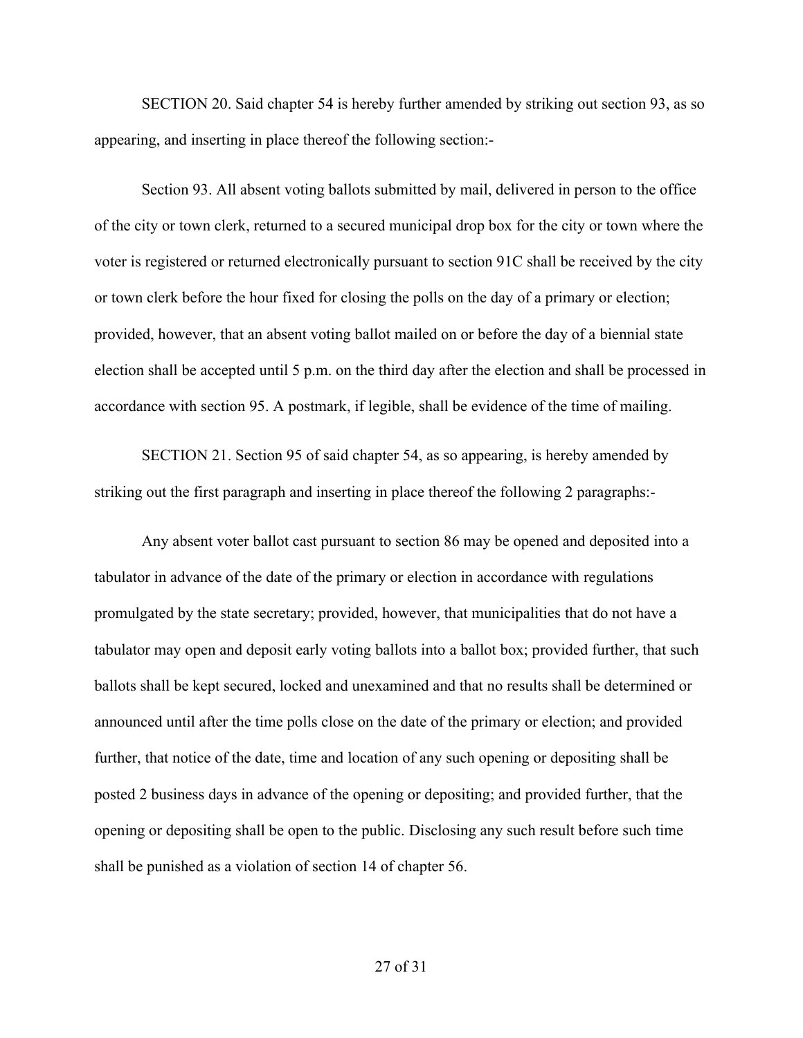SECTION 20. Said chapter 54 is hereby further amended by striking out section 93, as so appearing, and inserting in place thereof the following section:-

Section 93. All absent voting ballots submitted by mail, delivered in person to the office of the city or town clerk, returned to a secured municipal drop box for the city or town where the voter is registered or returned electronically pursuant to section 91C shall be received by the city or town clerk before the hour fixed for closing the polls on the day of a primary or election; provided, however, that an absent voting ballot mailed on or before the day of a biennial state election shall be accepted until 5 p.m. on the third day after the election and shall be processed in accordance with section 95. A postmark, if legible, shall be evidence of the time of mailing.

SECTION 21. Section 95 of said chapter 54, as so appearing, is hereby amended by striking out the first paragraph and inserting in place thereof the following 2 paragraphs:-

Any absent voter ballot cast pursuant to section 86 may be opened and deposited into a tabulator in advance of the date of the primary or election in accordance with regulations promulgated by the state secretary; provided, however, that municipalities that do not have a tabulator may open and deposit early voting ballots into a ballot box; provided further, that such ballots shall be kept secured, locked and unexamined and that no results shall be determined or announced until after the time polls close on the date of the primary or election; and provided further, that notice of the date, time and location of any such opening or depositing shall be posted 2 business days in advance of the opening or depositing; and provided further, that the opening or depositing shall be open to the public. Disclosing any such result before such time shall be punished as a violation of section 14 of chapter 56.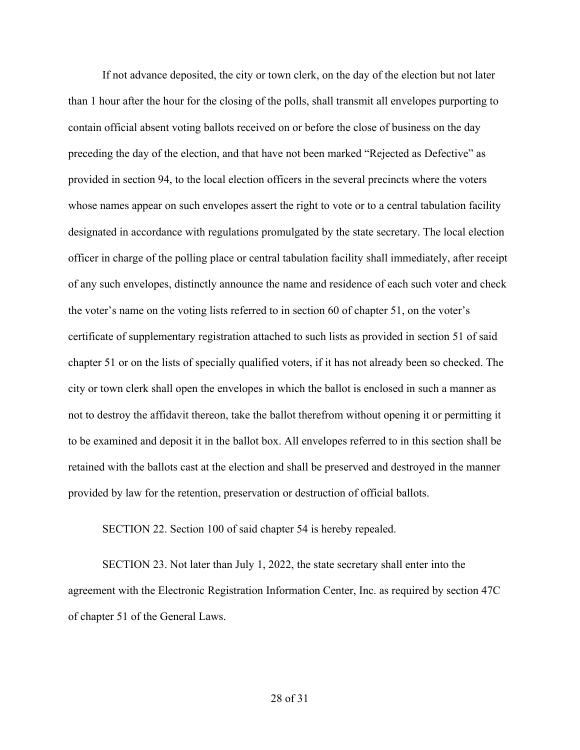If not advance deposited, the city or town clerk, on the day of the election but not later than 1 hour after the hour for the closing of the polls, shall transmit all envelopes purporting to contain official absent voting ballots received on or before the close of business on the day preceding the day of the election, and that have not been marked "Rejected as Defective" as provided in section 94, to the local election officers in the several precincts where the voters whose names appear on such envelopes assert the right to vote or to a central tabulation facility designated in accordance with regulations promulgated by the state secretary. The local election officer in charge of the polling place or central tabulation facility shall immediately, after receipt of any such envelopes, distinctly announce the name and residence of each such voter and check the voter's name on the voting lists referred to in section 60 of chapter 51, on the voter's certificate of supplementary registration attached to such lists as provided in section 51 of said chapter 51 or on the lists of specially qualified voters, if it has not already been so checked. The city or town clerk shall open the envelopes in which the ballot is enclosed in such a manner as not to destroy the affidavit thereon, take the ballot therefrom without opening it or permitting it to be examined and deposit it in the ballot box. All envelopes referred to in this section shall be retained with the ballots cast at the election and shall be preserved and destroyed in the manner provided by law for the retention, preservation or destruction of official ballots.

SECTION 22. Section 100 of said chapter 54 is hereby repealed.

SECTION 23. Not later than July 1, 2022, the state secretary shall enter into the agreement with the Electronic Registration Information Center, Inc. as required by section 47C of chapter 51 of the General Laws.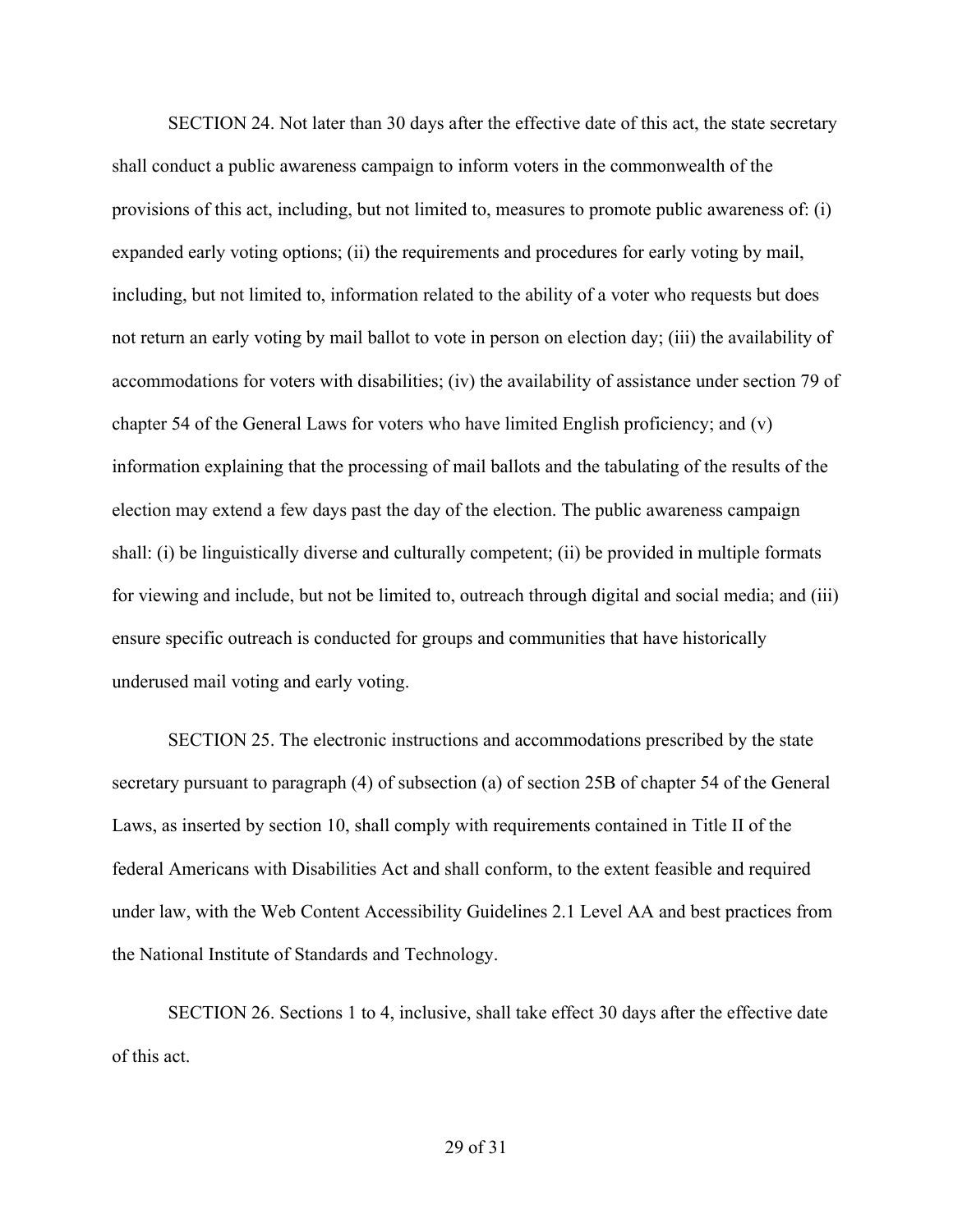SECTION 24. Not later than 30 days after the effective date of this act, the state secretary shall conduct a public awareness campaign to inform voters in the commonwealth of the provisions of this act, including, but not limited to, measures to promote public awareness of: (i) expanded early voting options; (ii) the requirements and procedures for early voting by mail, including, but not limited to, information related to the ability of a voter who requests but does not return an early voting by mail ballot to vote in person on election day; (iii) the availability of accommodations for voters with disabilities; (iv) the availability of assistance under section 79 of chapter 54 of the General Laws for voters who have limited English proficiency; and (v) information explaining that the processing of mail ballots and the tabulating of the results of the election may extend a few days past the day of the election. The public awareness campaign shall: (i) be linguistically diverse and culturally competent; (ii) be provided in multiple formats for viewing and include, but not be limited to, outreach through digital and social media; and (iii) ensure specific outreach is conducted for groups and communities that have historically underused mail voting and early voting.

SECTION 25. The electronic instructions and accommodations prescribed by the state secretary pursuant to paragraph (4) of subsection (a) of section 25B of chapter 54 of the General Laws, as inserted by section 10, shall comply with requirements contained in Title II of the federal Americans with Disabilities Act and shall conform, to the extent feasible and required under law, with the Web Content Accessibility Guidelines 2.1 Level AA and best practices from the National Institute of Standards and Technology.

SECTION 26. Sections 1 to 4, inclusive, shall take effect 30 days after the effective date of this act.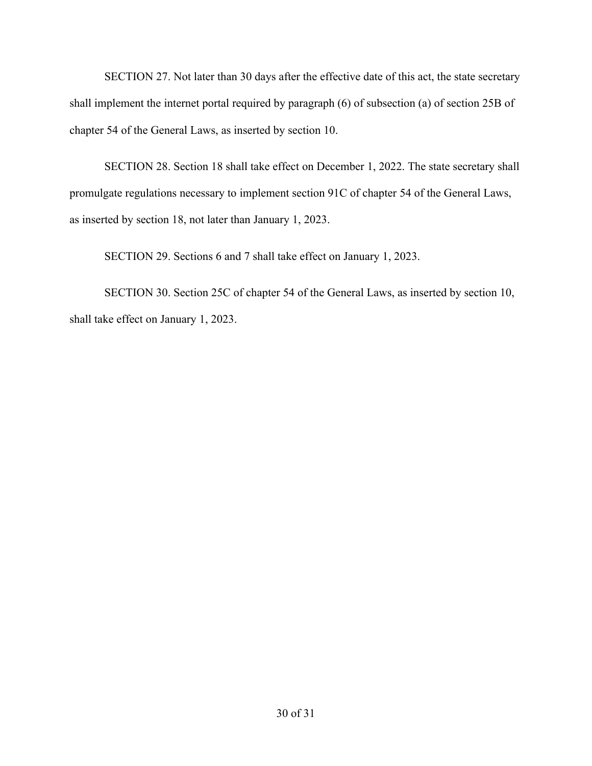SECTION 27. Not later than 30 days after the effective date of this act, the state secretary shall implement the internet portal required by paragraph (6) of subsection (a) of section 25B of chapter 54 of the General Laws, as inserted by section 10.

SECTION 28. Section 18 shall take effect on December 1, 2022. The state secretary shall promulgate regulations necessary to implement section 91C of chapter 54 of the General Laws, as inserted by section 18, not later than January 1, 2023.

SECTION 29. Sections 6 and 7 shall take effect on January 1, 2023.

SECTION 30. Section 25C of chapter 54 of the General Laws, as inserted by section 10, shall take effect on January 1, 2023.